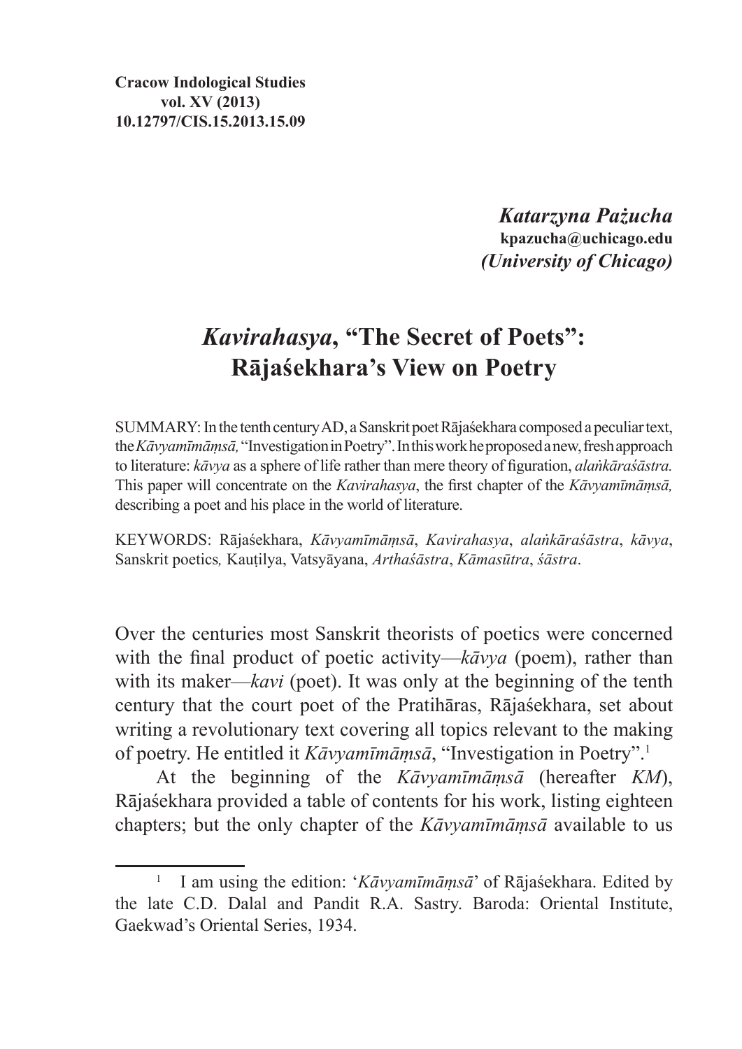**Cracow Indological Studies**
**vol. XV (2013)**
**10.12797/CIS.15.2013.15.09**

***Katarzyna Pażucha***
**kpazucha@uchicago.edu**
***(University of Chicago)***

# *Kavirahasya*, "The Secret of Poets": Rājaśekhara's View on Poetry

SUMMARY: In the tenth century AD, a Sanskrit poet Rājaśekhara composed a peculiar text, the *Kāvyamīmāṃsā,* "Investigation in Poetry". In this work he proposed a new, fresh approach to literature: *kāvya* as a sphere of life rather than mere theory of figuration, *alaṅkāraśāstra.* This paper will concentrate on the *Kavirahasya*, the first chapter of the *Kāvyamīmāṃsā,* describing a poet and his place in the world of literature.

KEYWORDS: Rājaśekhara, *Kāvyamīmāṃsā*, *Kavirahasya*, *alaṅkāraśāstra*, *kāvya*, Sanskrit poetics*,* Kauṭilya, Vatsyāyana, *Arthaśāstra*, *Kāmasūtra*, *śāstra*.

Over the centuries most Sanskrit theorists of poetics were concerned with the final product of poetic activity—*kāvya* (poem), rather than with its maker—*kavi* (poet). It was only at the beginning of the tenth century that the court poet of the Pratihāras, Rājaśekhara, set about writing a revolutionary text covering all topics relevant to the making of poetry. He entitled it *Kāvyamīmāṃsā*, "Investigation in Poetry".[1]

At the beginning of the *Kāvyamīmāṃsā* (hereafter *KM*), Rājaśekhara provided a table of contents for his work, listing eighteen chapters; but the only chapter of the *Kāvyamīmāṃsā* available to us

[1] I am using the edition: '*Kāvyamīmāṃsā*' of Rājaśekhara. Edited by the late C.D. Dalal and Pandit R.A. Sastry. Baroda: Oriental Institute, Gaekwad's Oriental Series, 1934.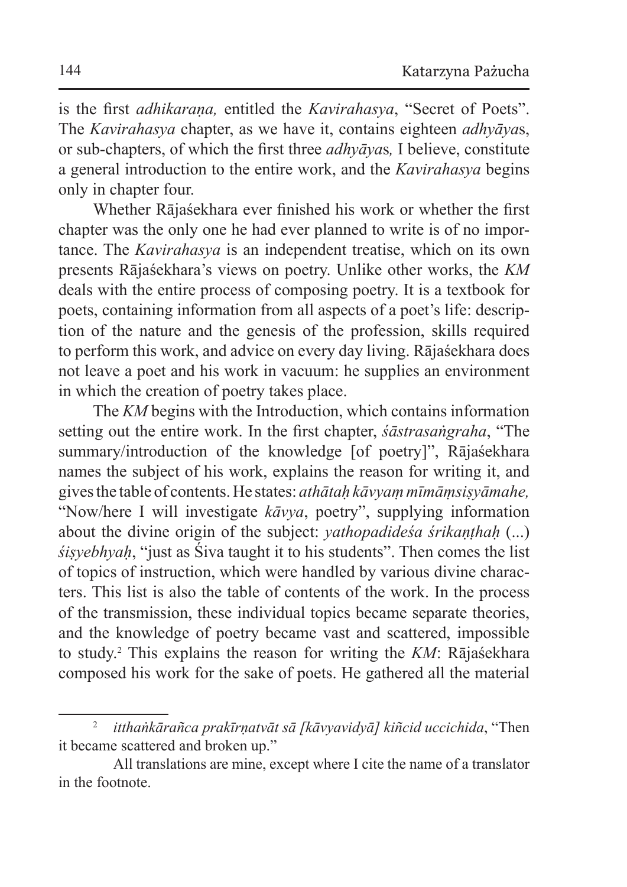is the first *adhikaraṇa,* entitled the *Kavirahasya*, "Secret of Poets". The *Kavirahasya* chapter, as we have it, contains eighteen *adhyāya*s, or sub-chapters, of which the first three *adhyāya*s*,* I believe, constitute a general introduction to the entire work, and the *Kavirahasya* begins only in chapter four.

Whether Rājaśekhara ever finished his work or whether the first chapter was the only one he had ever planned to write is of no importance. The *Kavirahasya* is an independent treatise, which on its own presents Rājaśekhara's views on poetry. Unlike other works, the *KM* deals with the entire process of composing poetry. It is a textbook for poets, containing information from all aspects of a poet's life: description of the nature and the genesis of the profession, skills required to perform this work, and advice on every day living. Rājaśekhara does not leave a poet and his work in vacuum: he supplies an environment in which the creation of poetry takes place.

The *KM* begins with the Introduction, which contains information setting out the entire work. In the first chapter, *śāstrasaṅgraha*, "The summary/introduction of the knowledge [of poetry]", Rājaśekhara names the subject of his work, explains the reason for writing it, and gives the table of contents. He states: *athātaḥ kāvyaṃ mīmāṃsiṣyāmahe,* "Now/here I will investigate *kāvya*, poetry", supplying information about the divine origin of the subject: *yathopadideśa śrikaṇṭhaḥ* (...) *śiṣyebhyaḥ*, "just as Śiva taught it to his students". Then comes the list of topics of instruction, which were handled by various divine characters. This list is also the table of contents of the work. In the process of the transmission, these individual topics became separate theories, and the knowledge of poetry became vast and scattered, impossible to study.[2] This explains the reason for writing the *KM*: Rājaśekhara composed his work for the sake of poets. He gathered all the material

---

[2] *itthaṅkārañca prakīrṇatvāt sā [kāvyavidyā] kiñcid uccichida*, "Then it became scattered and broken up."

All translations are mine, except where I cite the name of a translator in the footnote.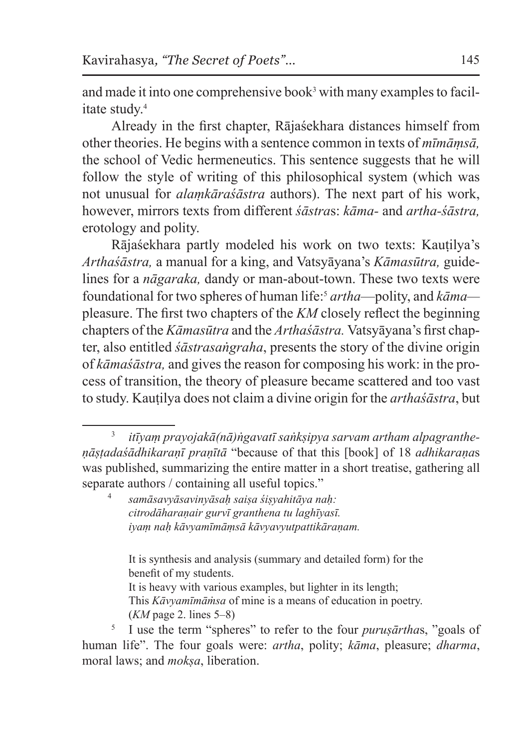and made it into one comprehensive book[3] with many examples to facilitate study.[4]

Already in the first chapter, Rājaśekhara distances himself from other theories. He begins with a sentence common in texts of *mīmāṃsā,* the school of Vedic hermeneutics. This sentence suggests that he will follow the style of writing of this philosophical system (which was not unusual for *alaṃkāraśāstra* authors). The next part of his work, however, mirrors texts from different *śāstra*s: *kāma-* and *artha-śāstra,* erotology and polity.

Rājaśekhara partly modeled his work on two texts: Kauṭilya's *Arthaśāstra,* a manual for a king, and Vatsyāyana's *Kāmasūtra,* guidelines for a *nāgaraka,* dandy or man-about-town. These two texts were foundational for two spheres of human life:[5] *artha*—polity, and *kāma*—pleasure. The first two chapters of the *KM* closely reflect the beginning chapters of the *Kāmasūtra* and the *Arthaśāstra.* Vatsyāyana's first chapter, also entitled *śāstrasaṅgraha*, presents the story of the divine origin of *kāmaśāstra,* and gives the reason for composing his work: in the process of transition, the theory of pleasure became scattered and too vast to study. Kauṭilya does not claim a divine origin for the *arthaśāstra*, but

---

[3] *itīyaṃ prayojakā(nā)ṅgavatī saṅkṣipya sarvam artham alpagrantheṇāṣṭadaśādhikaraṇī praṇītā* "because of that this [book] of 18 *adhikaraṇa*s was published, summarizing the entire matter in a short treatise, gathering all separate authors / containing all useful topics."

[4] *samāsavyāsavinyāsaḥ saiṣa śiṣyahitāya naḥ:*
*citrodāharaṇair gurvī granthena tu laghīyasī.*
*iyaṃ naḥ kāvyamīmāṃsā kāvyavyutpattikāraṇam.*

It is synthesis and analysis (summary and detailed form) for the benefit of my students.
It is heavy with various examples, but lighter in its length;
This *Kāvyamīmāṁsa* of mine is a means of education in poetry.
(*KM* page 2. lines 5–8)

[5] I use the term "spheres" to refer to the four *puruṣārtha*s, "goals of human life". The four goals were: *artha*, polity; *kāma*, pleasure; *dharma*, moral laws; and *mokṣa*, liberation.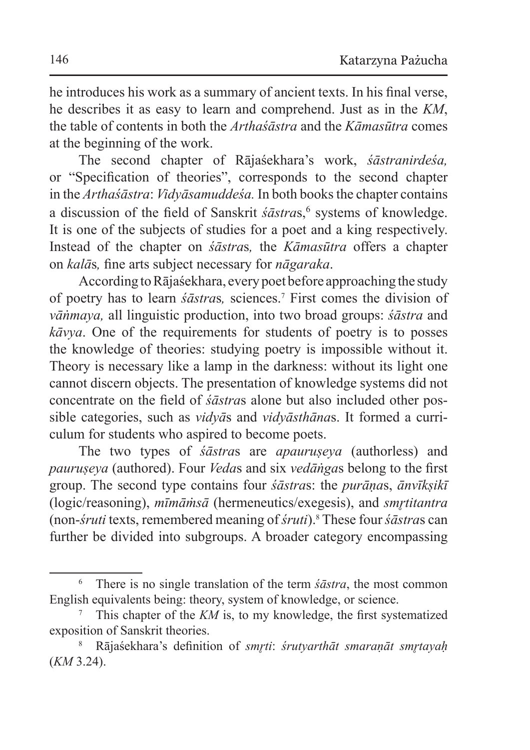he introduces his work as a summary of ancient texts. In his final verse, he describes it as easy to learn and comprehend. Just as in the *KM*, the table of contents in both the *Arthaśāstra* and the *Kāmasūtra* comes at the beginning of the work.

The second chapter of Rājaśekhara's work, *śāstranirdeśa,* or "Specification of theories", corresponds to the second chapter in the *Arthaśāstra*: *Vidyāsamuddeśa.* In both books the chapter contains a discussion of the field of Sanskrit *śāstra*s,[6] systems of knowledge. It is one of the subjects of studies for a poet and a king respectively. Instead of the chapter on *śāstra*s*,* the *Kāmasūtra* offers a chapter on *kalā*s*,* fine arts subject necessary for *nāgaraka*.

According to Rājaśekhara, every poet before approaching the study of poetry has to learn *śāstra*s*,* sciences.[7] First comes the division of *vāṅmaya,* all linguistic production, into two broad groups: *śāstra* and *kāvya*. One of the requirements for students of poetry is to posses the knowledge of theories: studying poetry is impossible without it. Theory is necessary like a lamp in the darkness: without its light one cannot discern objects. The presentation of knowledge systems did not concentrate on the field of *śāstra*s alone but also included other possible categories, such as *vidyā*s and *vidyāsthāna*s. It formed a curriculum for students who aspired to become poets.

The two types of *śāstra*s are *apauruṣeya* (authorless) and *pauruṣeya* (authored). Four *Veda*s and six *vedāṅga*s belong to the first group. The second type contains four *śāstra*s: the *purāṇa*s, *ānvīkṣikī* (logic/reasoning), *mīmāṁsā* (hermeneutics/exegesis), and *smṛtitantra* (non-*śruti* texts, remembered meaning of *śruti*).[8] These four *śāstra*s can further be divided into subgroups. A broader category encompassing

---

[6] There is no single translation of the term *śāstra*, the most common English equivalents being: theory, system of knowledge, or science.

[7] This chapter of the *KM* is, to my knowledge, the first systematized exposition of Sanskrit theories.

[8] Rājaśekhara's definition of *smṛti*: *śrutyarthāt smaraṇāt smṛtayaḥ* (*KM* 3.24).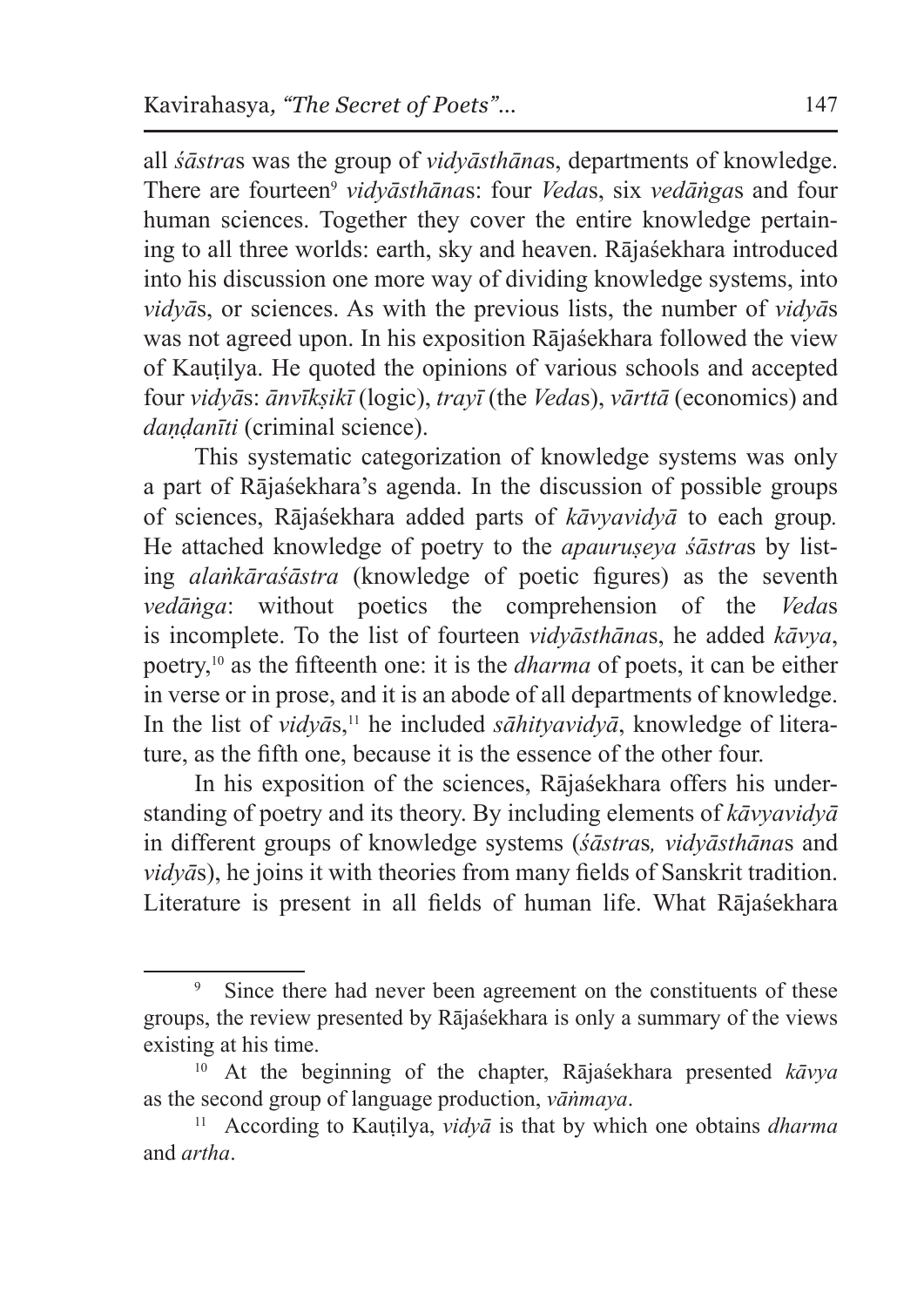all *śāstra*s was the group of *vidyāsthāna*s, departments of knowledge. There are fourteen[9] *vidyāsthāna*s: four *Veda*s, six *vedāṅga*s and four human sciences. Together they cover the entire knowledge pertaining to all three worlds: earth, sky and heaven. Rājaśekhara introduced into his discussion one more way of dividing knowledge systems, into *vidyā*s, or sciences. As with the previous lists, the number of *vidyā*s was not agreed upon. In his exposition Rājaśekhara followed the view of Kauṭilya. He quoted the opinions of various schools and accepted four *vidyā*s: *ānvīkṣikī* (logic), *trayī* (the *Veda*s), *vārttā* (economics) and *daṇḍanīti* (criminal science).

This systematic categorization of knowledge systems was only a part of Rājaśekhara's agenda. In the discussion of possible groups of sciences, Rājaśekhara added parts of *kāvyavidyā* to each group. He attached knowledge of poetry to the *apauruṣeya śāstra*s by listing *alaṅkāraśāstra* (knowledge of poetic figures) as the seventh *vedāṅga*: without poetics the comprehension of the *Veda*s is incomplete. To the list of fourteen *vidyāsthāna*s, he added *kāvya*, poetry,[10] as the fifteenth one: it is the *dharma* of poets, it can be either in verse or in prose, and it is an abode of all departments of knowledge. In the list of *vidyā*s,[11] he included *sāhityavidyā*, knowledge of literature, as the fifth one, because it is the essence of the other four.

In his exposition of the sciences, Rājaśekhara offers his understanding of poetry and its theory. By including elements of *kāvyavidyā* in different groups of knowledge systems (*śāstra*s*, vidyāsthāna*s and *vidyā*s), he joins it with theories from many fields of Sanskrit tradition. Literature is present in all fields of human life. What Rājaśekhara

---

[9] Since there had never been agreement on the constituents of these groups, the review presented by Rājaśekhara is only a summary of the views existing at his time.

[10] At the beginning of the chapter, Rājaśekhara presented *kāvya* as the second group of language production, *vāṅmaya*.

[11] According to Kauṭilya, *vidyā* is that by which one obtains *dharma* and *artha*.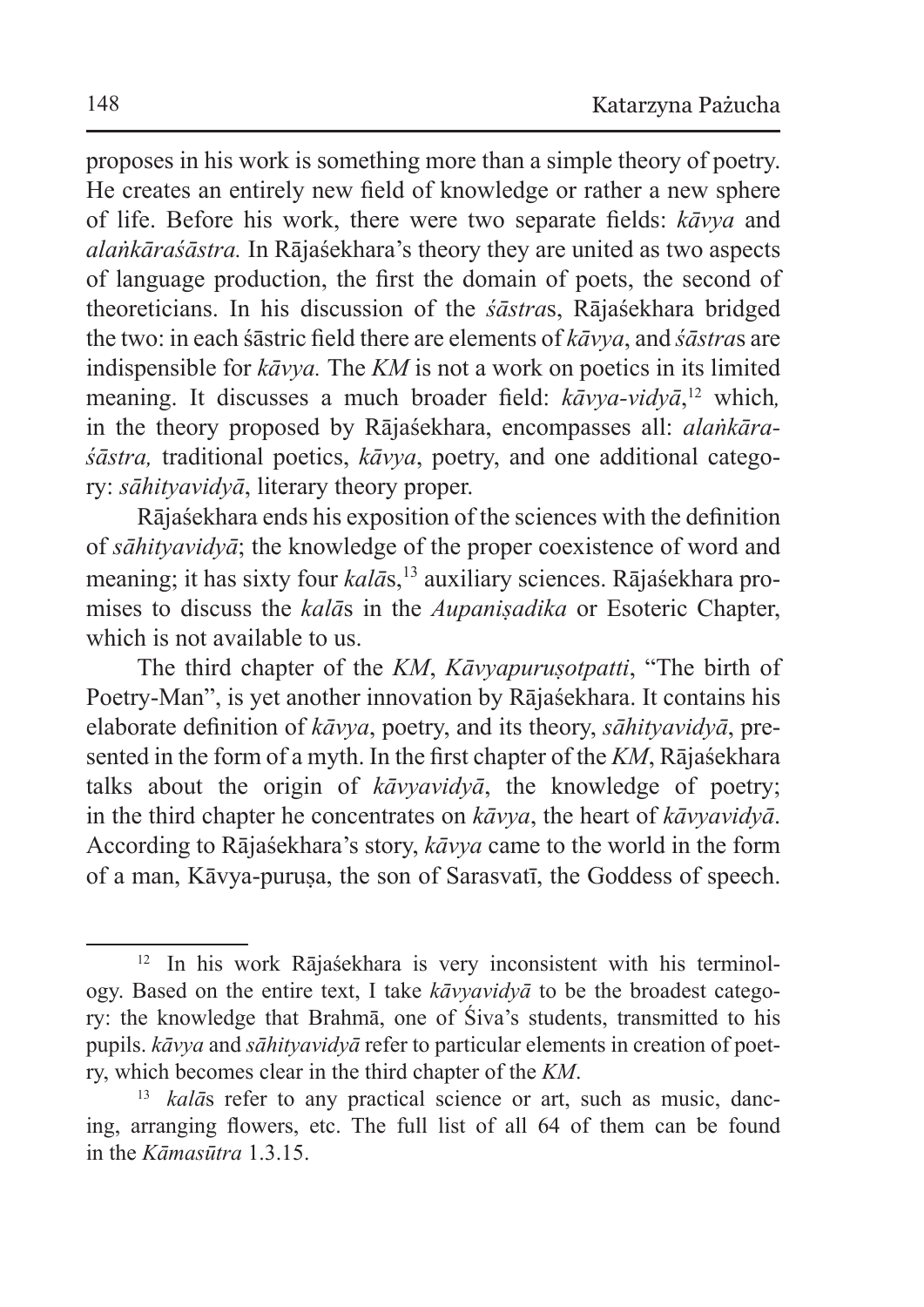proposes in his work is something more than a simple theory of poetry. He creates an entirely new field of knowledge or rather a new sphere of life. Before his work, there were two separate fields: *kāvya* and *alaṅkāraśāstra.* In Rājaśekhara's theory they are united as two aspects of language production, the first the domain of poets, the second of theoreticians. In his discussion of the *śāstra*s, Rājaśekhara bridged the two: in each śāstric field there are elements of *kāvya*, and *śāstra*s are indispensible for *kāvya.* The *KM* is not a work on poetics in its limited meaning. It discusses a much broader field: *kāvya-vidyā*,[12] which*,* in the theory proposed by Rājaśekhara, encompasses all: *alaṅkāraśāstra,* traditional poetics, *kāvya*, poetry, and one additional category: *sāhityavidyā*, literary theory proper.

Rājaśekhara ends his exposition of the sciences with the definition of *sāhityavidyā*; the knowledge of the proper coexistence of word and meaning; it has sixty four *kalā*s,[13] auxiliary sciences. Rājaśekhara promises to discuss the *kalā*s in the *Aupaniṣadika* or Esoteric Chapter, which is not available to us.

The third chapter of the *KM*, *Kāvyapuruṣotpatti*, "The birth of Poetry-Man", is yet another innovation by Rājaśekhara. It contains his elaborate definition of *kāvya*, poetry, and its theory, *sāhityavidyā*, presented in the form of a myth. In the first chapter of the *KM*, Rājaśekhara talks about the origin of *kāvyavidyā*, the knowledge of poetry; in the third chapter he concentrates on *kāvya*, the heart of *kāvyavidyā*. According to Rājaśekhara's story, *kāvya* came to the world in the form of a man, Kāvya-puruṣa, the son of Sarasvatī, the Goddess of speech.

---

[12] In his work Rājaśekhara is very inconsistent with his terminology. Based on the entire text, I take *kāvyavidyā* to be the broadest category: the knowledge that Brahmā, one of Śiva's students, transmitted to his pupils. *kāvya* and *sāhityavidyā* refer to particular elements in creation of poetry, which becomes clear in the third chapter of the *KM*.

[13] *kalā*s refer to any practical science or art, such as music, dancing, arranging flowers, etc. The full list of all 64 of them can be found in the *Kāmasūtra* 1.3.15.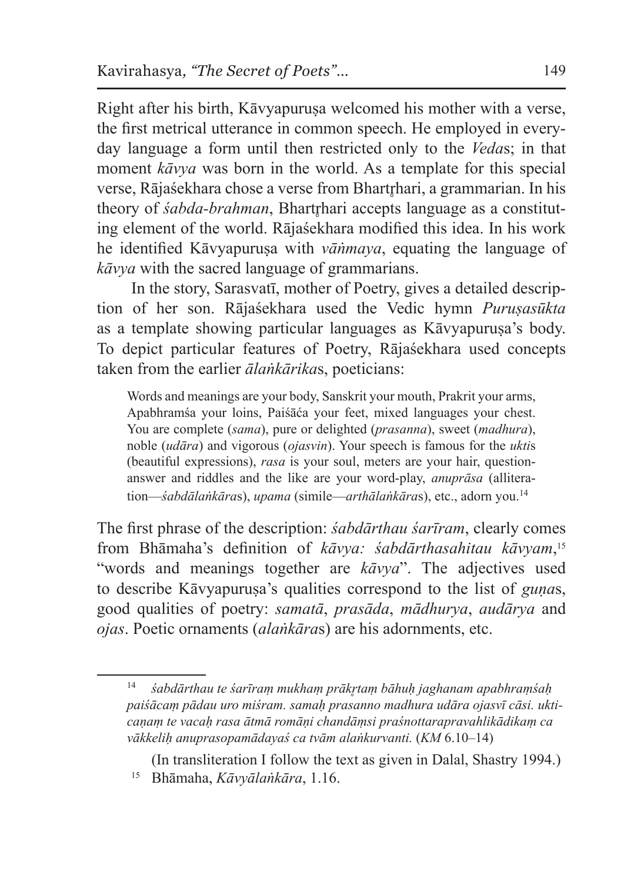Right after his birth, Kāvyapuruṣa welcomed his mother with a verse, the first metrical utterance in common speech. He employed in everyday language a form until then restricted only to the *Veda*s; in that moment *kāvya* was born in the world. As a template for this special verse, Rājaśekhara chose a verse from Bhartṛhari, a grammarian. In his theory of *śabda-brahman*, Bhartṛhari accepts language as a constituting element of the world. Rājaśekhara modified this idea. In his work he identified Kāvyapuruṣa with *vāṅmaya*, equating the language of *kāvya* with the sacred language of grammarians.

In the story, Sarasvatī, mother of Poetry, gives a detailed description of her son. Rājaśekhara used the Vedic hymn *Puruṣasūkta* as a template showing particular languages as Kāvyapuruṣa's body. To depict particular features of Poetry, Rājaśekhara used concepts taken from the earlier *ālaṅkārika*s, poeticians:

> Words and meanings are your body, Sanskrit your mouth, Prakrit your arms, Apabhramśa your loins, Paiśāća your feet, mixed languages your chest. You are complete (*sama*), pure or delighted (*prasanna*), sweet (*madhura*), noble (*udāra*) and vigorous (*ojasvin*). Your speech is famous for the *ukti*s (beautiful expressions), *rasa* is your soul, meters are your hair, question-answer and riddles and the like are your word-play, *anuprāsa* (alliteration—*śabdālaṅkāra*s), *upama* (simile—*arthālaṅkāra*s), etc., adorn you.[14]

The first phrase of the description: *śabdārthau śarīram*, clearly comes from Bhāmaha's definition of *kāvya: śabdārthasahitau kāvyam*,[15] "words and meanings together are *kāvya*". The adjectives used to describe Kāvyapuruṣa's qualities correspond to the list of *guṇa*s, good qualities of poetry: *samatā*, *prasāda*, *mādhurya*, *audārya* and *ojas*. Poetic ornaments (*alaṅkāra*s) are his adornments, etc.

---

[14] *śabdārthau te śarīraṃ mukhaṃ prākṛtaṃ bāhuḥ jaghanam apabhraṃśaḥ paiśācaṃ pādau uro miśram. samaḥ prasanno madhura udāra ojasvī cāsi. ukticaṇaṃ te vacaḥ rasa ātmā romāṇi chandāṃsi praśnottarapravahlikādikaṃ ca vākkeliḥ anuprasopamādayaś ca tvām alaṅkurvanti.* (*KM* 6.10–14)

(In transliteration I follow the text as given in Dalal, Shastry 1994.)

[15] Bhāmaha, *Kāvyālaṅkāra*, 1.16.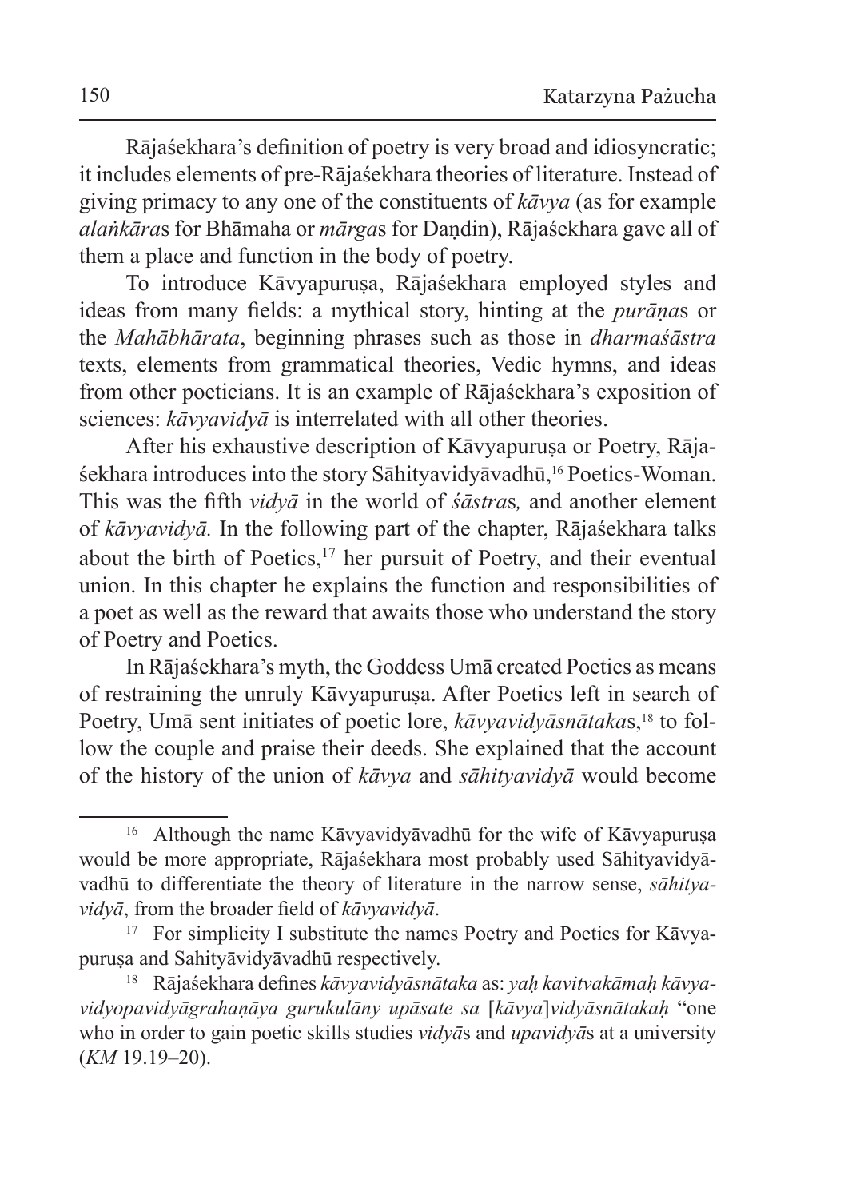Rājaśekhara's definition of poetry is very broad and idiosyncratic; it includes elements of pre-Rājaśekhara theories of literature. Instead of giving primacy to any one of the constituents of *kāvya* (as for example *alaṅkāra*s for Bhāmaha or *mārga*s for Daṇḍin), Rājaśekhara gave all of them a place and function in the body of poetry.

To introduce Kāvyapuruṣa, Rājaśekhara employed styles and ideas from many fields: a mythical story, hinting at the *purāṇa*s or the *Mahābhārata*, beginning phrases such as those in *dharmaśāstra* texts, elements from grammatical theories, Vedic hymns, and ideas from other poeticians. It is an example of Rājaśekhara's exposition of sciences: *kāvyavidyā* is interrelated with all other theories.

After his exhaustive description of Kāvyapuruṣa or Poetry, Rājaśekhara introduces into the story Sāhityavidyāvadhū,[16] Poetics-Woman. This was the fifth *vidyā* in the world of *śāstra*s*,* and another element of *kāvyavidyā.* In the following part of the chapter, Rājaśekhara talks about the birth of Poetics,[17] her pursuit of Poetry, and their eventual union. In this chapter he explains the function and responsibilities of a poet as well as the reward that awaits those who understand the story of Poetry and Poetics.

In Rājaśekhara's myth, the Goddess Umā created Poetics as means of restraining the unruly Kāvyapuruṣa. After Poetics left in search of Poetry, Umā sent initiates of poetic lore, *kāvyavidyāsnātaka*s,[18] to follow the couple and praise their deeds. She explained that the account of the history of the union of *kāvya* and *sāhityavidyā* would become

---

[16] Although the name Kāvyavidyāvadhū for the wife of Kāvyapuruṣa would be more appropriate, Rājaśekhara most probably used Sāhityavidyāvadhū to differentiate the theory of literature in the narrow sense, *sāhityavidyā*, from the broader field of *kāvyavidyā*.

[17] For simplicity I substitute the names Poetry and Poetics for Kāvyapuruṣa and Sahityāvidyāvadhū respectively.

[18] Rājaśekhara defines *kāvyavidyāsnātaka* as: *yaḥ kavitvakāmaḥ kāvyavidyopavidyāgrahaṇāya gurukulāny upāsate sa* [*kāvya*]*vidyāsnātakaḥ* "one who in order to gain poetic skills studies *vidyā*s and *upavidyā*s at a university (*KM* 19.19–20).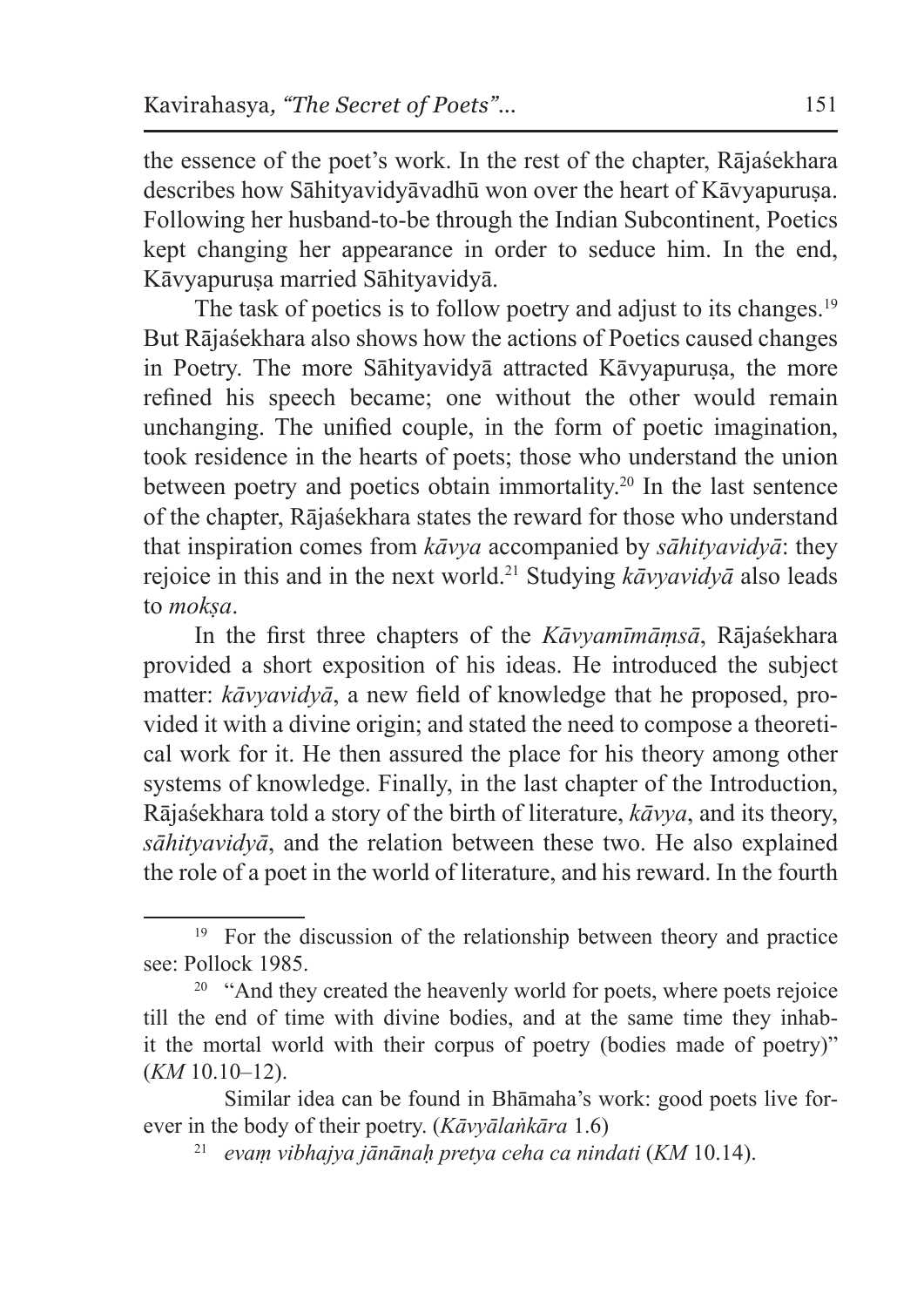the essence of the poet's work. In the rest of the chapter, Rājaśekhara describes how Sāhityavidyāvadhū won over the heart of Kāvyapuruṣa. Following her husband-to-be through the Indian Subcontinent, Poetics kept changing her appearance in order to seduce him. In the end, Kāvyapuruṣa married Sāhityavidyā.

The task of poetics is to follow poetry and adjust to its changes.[19] But Rājaśekhara also shows how the actions of Poetics caused changes in Poetry. The more Sāhityavidyā attracted Kāvyapuruṣa, the more refined his speech became; one without the other would remain unchanging. The unified couple, in the form of poetic imagination, took residence in the hearts of poets; those who understand the union between poetry and poetics obtain immortality.[20] In the last sentence of the chapter, Rājaśekhara states the reward for those who understand that inspiration comes from *kāvya* accompanied by *sāhityavidyā*: they rejoice in this and in the next world.[21] Studying *kāvyavidyā* also leads to *mokṣa*.

In the first three chapters of the *Kāvyamīmāṃsā*, Rājaśekhara provided a short exposition of his ideas. He introduced the subject matter: *kāvyavidyā*, a new field of knowledge that he proposed, provided it with a divine origin; and stated the need to compose a theoretical work for it. He then assured the place for his theory among other systems of knowledge. Finally, in the last chapter of the Introduction, Rājaśekhara told a story of the birth of literature, *kāvya*, and its theory, *sāhityavidyā*, and the relation between these two. He also explained the role of a poet in the world of literature, and his reward. In the fourth

---

[19] For the discussion of the relationship between theory and practice see: Pollock 1985.

[20] "And they created the heavenly world for poets, where poets rejoice till the end of time with divine bodies, and at the same time they inhabit the mortal world with their corpus of poetry (bodies made of poetry)" (*KM* 10.10–12).

Similar idea can be found in Bhāmaha's work: good poets live forever in the body of their poetry. (*Kāvyālaṅkāra* 1.6)

[21] *evaṃ vibhajya jānānaḥ pretya ceha ca nindati* (*KM* 10.14).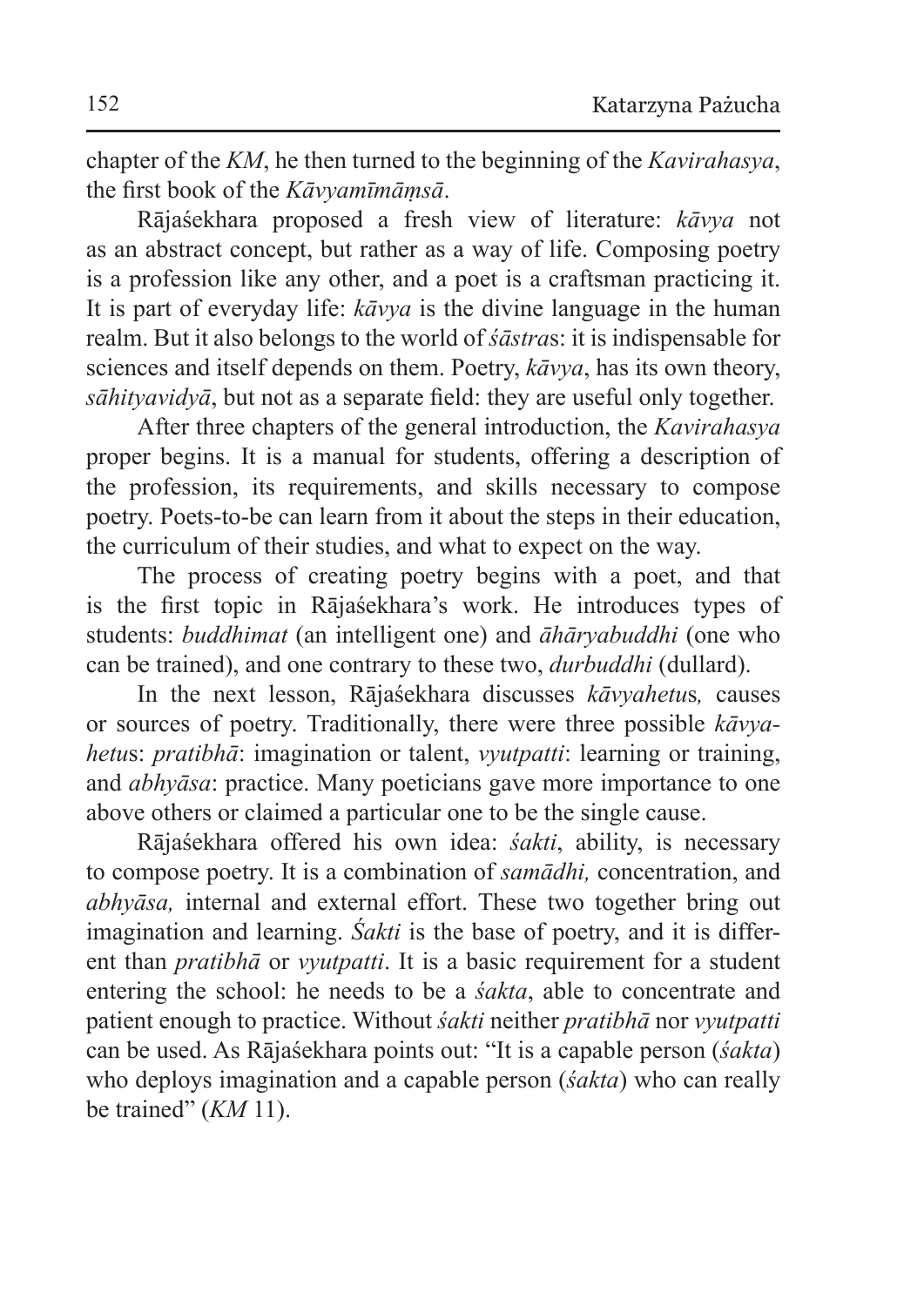chapter of the *KM*, he then turned to the beginning of the *Kavirahasya*, the first book of the *Kāvyamīmāṃsā*.

Rājaśekhara proposed a fresh view of literature: *kāvya* not as an abstract concept, but rather as a way of life. Composing poetry is a profession like any other, and a poet is a craftsman practicing it. It is part of everyday life: *kāvya* is the divine language in the human realm. But it also belongs to the world of *śāstra*s: it is indispensable for sciences and itself depends on them. Poetry, *kāvya*, has its own theory, *sāhityavidyā*, but not as a separate field: they are useful only together.

After three chapters of the general introduction, the *Kavirahasya* proper begins. It is a manual for students, offering a description of the profession, its requirements, and skills necessary to compose poetry. Poets-to-be can learn from it about the steps in their education, the curriculum of their studies, and what to expect on the way.

The process of creating poetry begins with a poet, and that is the first topic in Rājaśekhara's work. He introduces types of students: *buddhimat* (an intelligent one) and *āhāryabuddhi* (one who can be trained), and one contrary to these two, *durbuddhi* (dullard).

In the next lesson, Rājaśekhara discusses *kāvyahetu*s*,* causes or sources of poetry. Traditionally, there were three possible *kāvyahetu*s: *pratibhā*: imagination or talent, *vyutpatti*: learning or training, and *abhyāsa*: practice. Many poeticians gave more importance to one above others or claimed a particular one to be the single cause.

Rājaśekhara offered his own idea: *śakti*, ability, is necessary to compose poetry. It is a combination of *samādhi,* concentration, and *abhyāsa,* internal and external effort. These two together bring out imagination and learning. *Śakti* is the base of poetry, and it is different than *pratibhā* or *vyutpatti*. It is a basic requirement for a student entering the school: he needs to be a *śakta*, able to concentrate and patient enough to practice. Without *śakti* neither *pratibhā* nor *vyutpatti* can be used. As Rājaśekhara points out: "It is a capable person (*śakta*) who deploys imagination and a capable person (*śakta*) who can really be trained" (*KM* 11).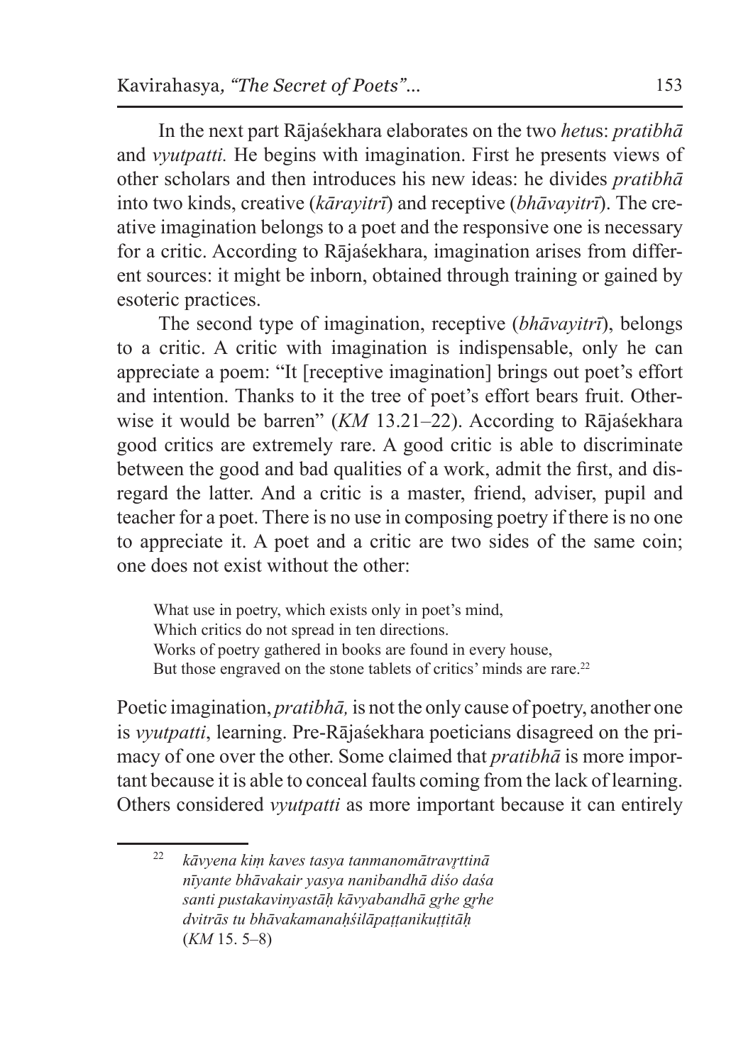In the next part Rājaśekhara elaborates on the two *hetu*s: *pratibhā* and *vyutpatti.* He begins with imagination. First he presents views of other scholars and then introduces his new ideas: he divides *pratibhā* into two kinds, creative (*kārayitrī*) and receptive (*bhāvayitrī*). The creative imagination belongs to a poet and the responsive one is necessary for a critic. According to Rājaśekhara, imagination arises from different sources: it might be inborn, obtained through training or gained by esoteric practices.

The second type of imagination, receptive (*bhāvayitrī*), belongs to a critic. A critic with imagination is indispensable, only he can appreciate a poem: "It [receptive imagination] brings out poet's effort and intention. Thanks to it the tree of poet's effort bears fruit. Otherwise it would be barren" (*KM* 13.21–22). According to Rājaśekhara good critics are extremely rare. A good critic is able to discriminate between the good and bad qualities of a work, admit the first, and disregard the latter. And a critic is a master, friend, adviser, pupil and teacher for a poet. There is no use in composing poetry if there is no one to appreciate it. A poet and a critic are two sides of the same coin; one does not exist without the other:

> What use in poetry, which exists only in poet's mind,
> Which critics do not spread in ten directions.
> Works of poetry gathered in books are found in every house,
> But those engraved on the stone tablets of critics' minds are rare.[22]

Poetic imagination, *pratibhā,* is not the only cause of poetry, another one is *vyutpatti*, learning. Pre-Rājaśekhara poeticians disagreed on the primacy of one over the other. Some claimed that *pratibhā* is more important because it is able to conceal faults coming from the lack of learning. Others considered *vyutpatti* as more important because it can entirely

---

[22] *kāvyena kiṃ kaves tasya tanmanomātravṛttinā*
*nīyante bhāvakair yasya nanibandhā diśo daśa*
*santi pustakavinyastāḥ kāvyabandhā gṛhe gṛhe*
*dvitrās tu bhāvakamanaḥśilāpaṭṭanikuṭṭitāḥ*
(*KM* 15. 5–8)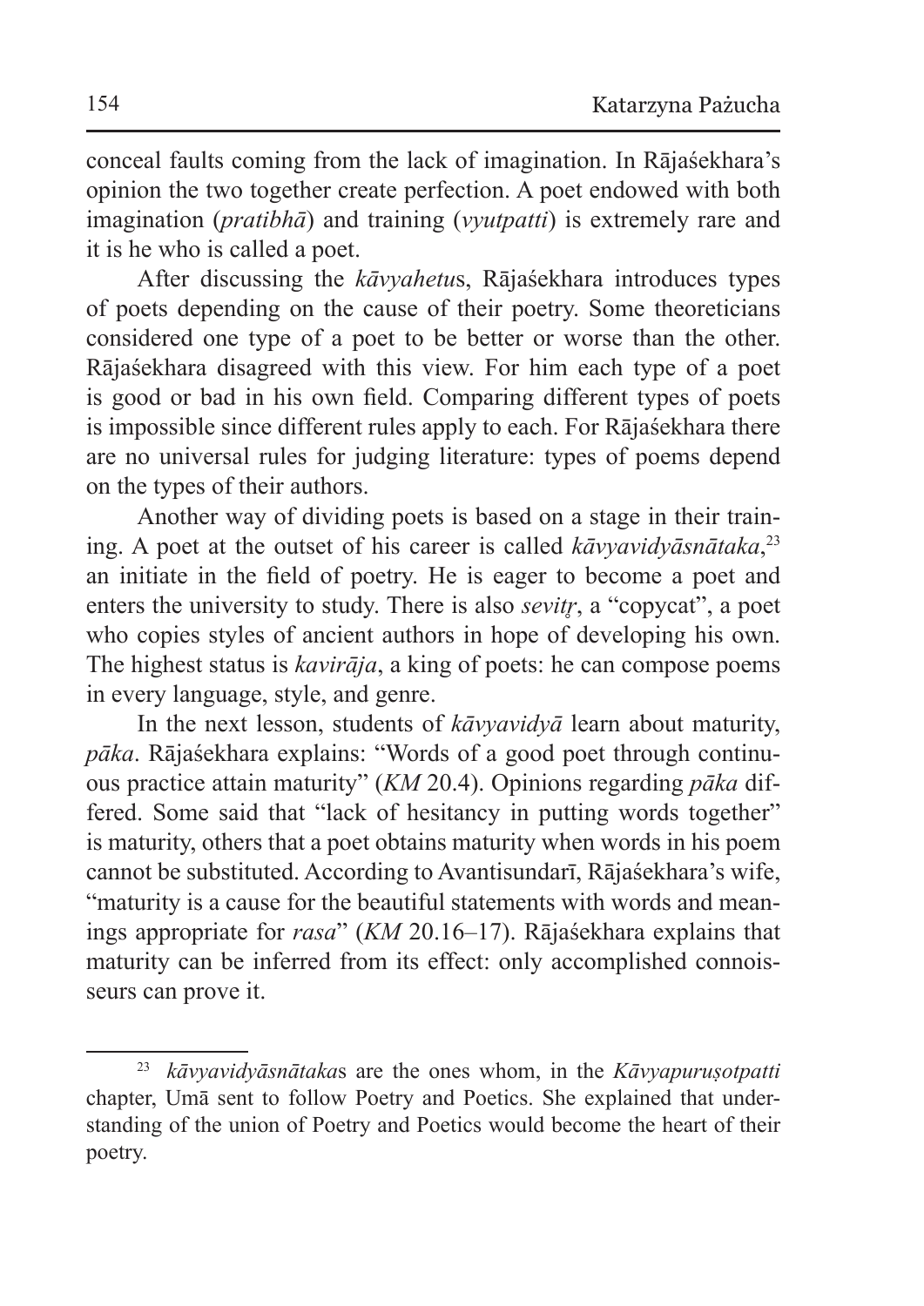conceal faults coming from the lack of imagination. In Rājaśekhara's opinion the two together create perfection. A poet endowed with both imagination (*pratibhā*) and training (*vyutpatti*) is extremely rare and it is he who is called a poet.

After discussing the *kāvyahetu*s, Rājaśekhara introduces types of poets depending on the cause of their poetry. Some theoreticians considered one type of a poet to be better or worse than the other. Rājaśekhara disagreed with this view. For him each type of a poet is good or bad in his own field. Comparing different types of poets is impossible since different rules apply to each. For Rājaśekhara there are no universal rules for judging literature: types of poems depend on the types of their authors.

Another way of dividing poets is based on a stage in their training. A poet at the outset of his career is called *kāvyavidyāsnātaka*,[23] an initiate in the field of poetry. He is eager to become a poet and enters the university to study. There is also *sevitṛ*, a "copycat", a poet who copies styles of ancient authors in hope of developing his own. The highest status is *kavirāja*, a king of poets: he can compose poems in every language, style, and genre.

In the next lesson, students of *kāvyavidyā* learn about maturity, *pāka*. Rājaśekhara explains: "Words of a good poet through continuous practice attain maturity" (*KM* 20.4). Opinions regarding *pāka* differed. Some said that "lack of hesitancy in putting words together" is maturity, others that a poet obtains maturity when words in his poem cannot be substituted. According to Avantisundarī, Rājaśekhara's wife, "maturity is a cause for the beautiful statements with words and meanings appropriate for *rasa*" (*KM* 20.16–17). Rājaśekhara explains that maturity can be inferred from its effect: only accomplished connoisseurs can prove it.

---

[23] *kāvyavidyāsnātaka*s are the ones whom, in the *Kāvyapuruṣotpatti* chapter, Umā sent to follow Poetry and Poetics. She explained that understanding of the union of Poetry and Poetics would become the heart of their poetry.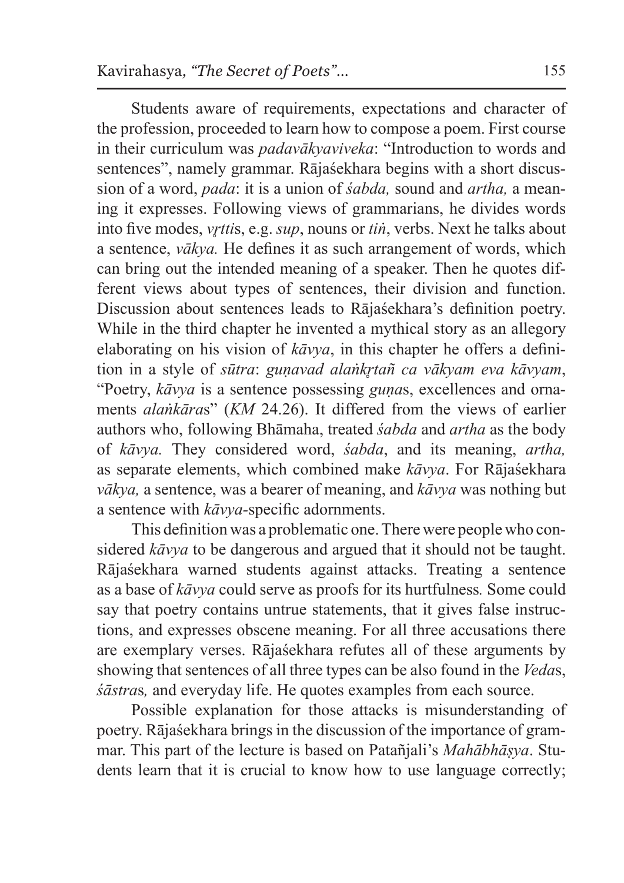Students aware of requirements, expectations and character of the profession, proceeded to learn how to compose a poem. First course in their curriculum was *padavākyaviveka*: "Introduction to words and sentences", namely grammar. Rājaśekhara begins with a short discussion of a word, *pada*: it is a union of *śabda,* sound and *artha,* a meaning it expresses. Following views of grammarians, he divides words into five modes, *vṛtti*s, e.g. *sup*, nouns or *tiṅ*, verbs. Next he talks about a sentence, *vākya.* He defines it as such arrangement of words, which can bring out the intended meaning of a speaker. Then he quotes different views about types of sentences, their division and function. Discussion about sentences leads to Rājaśekhara's definition poetry. While in the third chapter he invented a mythical story as an allegory elaborating on his vision of *kāvya*, in this chapter he offers a definition in a style of *sūtra*: *guṇavad alaṅkṛtañ ca vākyam eva kāvyam*, "Poetry, *kāvya* is a sentence possessing *guṇa*s, excellences and ornaments *alaṅkāra*s" (*KM* 24.26). It differed from the views of earlier authors who, following Bhāmaha, treated *śabda* and *artha* as the body of *kāvya.* They considered word, *śabda*, and its meaning, *artha,* as separate elements, which combined make *kāvya*. For Rājaśekhara *vākya,* a sentence, was a bearer of meaning, and *kāvya* was nothing but a sentence with *kāvya*-specific adornments.

This definition was a problematic one. There were people who considered *kāvya* to be dangerous and argued that it should not be taught. Rājaśekhara warned students against attacks. Treating a sentence as a base of *kāvya* could serve as proofs for its hurtfulness*.* Some could say that poetry contains untrue statements, that it gives false instructions, and expresses obscene meaning. For all three accusations there are exemplary verses. Rājaśekhara refutes all of these arguments by showing that sentences of all three types can be also found in the *Veda*s, *śāstra*s*,* and everyday life. He quotes examples from each source.

Possible explanation for those attacks is misunderstanding of poetry. Rājaśekhara brings in the discussion of the importance of grammar. This part of the lecture is based on Patañjali's *Mahābhāṣya*. Students learn that it is crucial to know how to use language correctly;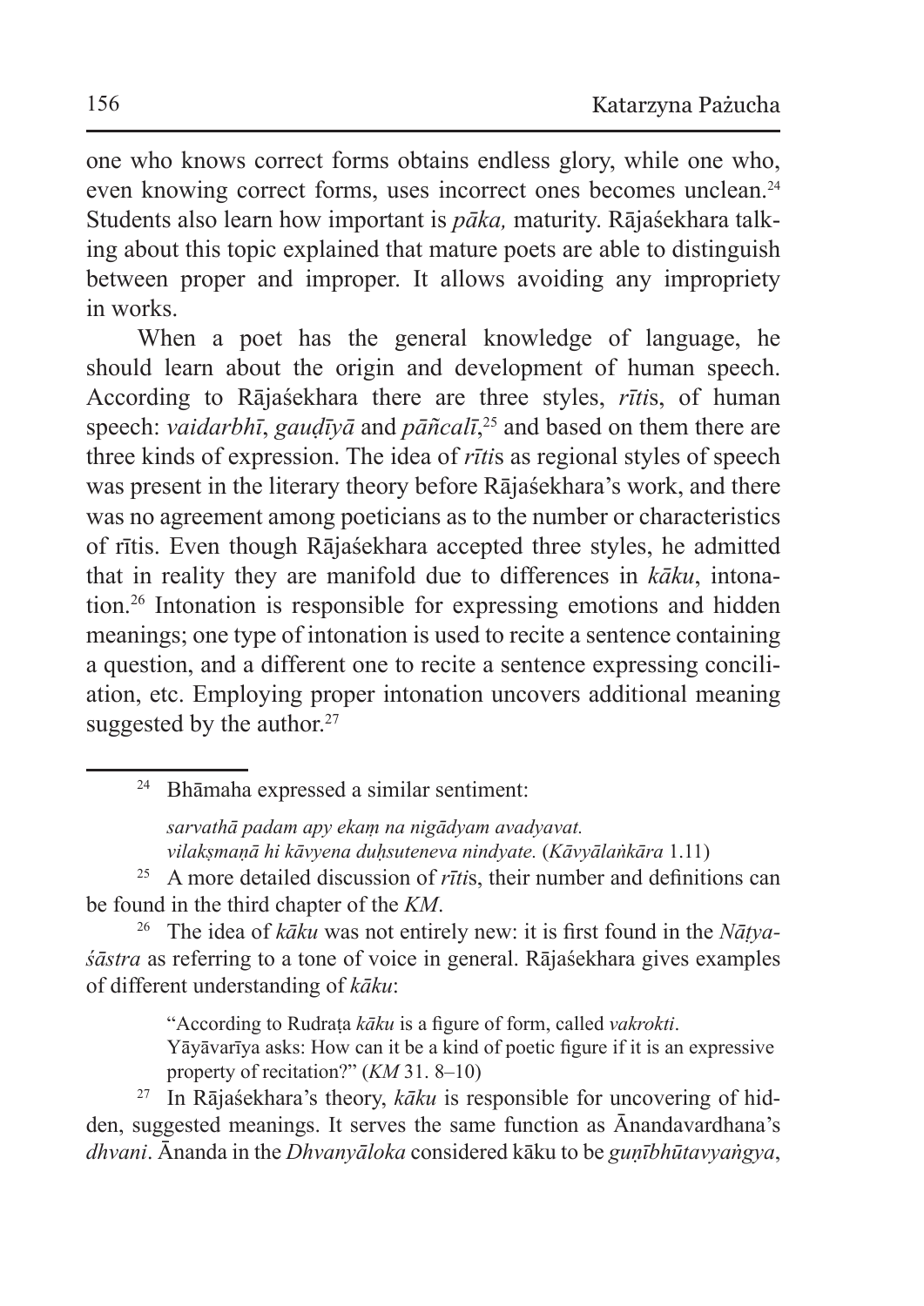one who knows correct forms obtains endless glory, while one who, even knowing correct forms, uses incorrect ones becomes unclean.[24] Students also learn how important is *pāka,* maturity. Rājaśekhara talking about this topic explained that mature poets are able to distinguish between proper and improper. It allows avoiding any impropriety in works.

When a poet has the general knowledge of language, he should learn about the origin and development of human speech. According to Rājaśekhara there are three styles, *rīti*s, of human speech: *vaidarbhī*, *gauḍīyā* and *pāñcalī*,[25] and based on them there are three kinds of expression. The idea of *rīti*s as regional styles of speech was present in the literary theory before Rājaśekhara's work, and there was no agreement among poeticians as to the number or characteristics of rītis. Even though Rājaśekhara accepted three styles, he admitted that in reality they are manifold due to differences in *kāku*, intonation.[26] Intonation is responsible for expressing emotions and hidden meanings; one type of intonation is used to recite a sentence containing a question, and a different one to recite a sentence expressing conciliation, etc. Employing proper intonation uncovers additional meaning suggested by the author.[27]

---

[24] Bhāmaha expressed a similar sentiment:

> *sarvathā padam apy ekaṃ na nigādyam avadyavat.*
> *vilakṣmaṇā hi kāvyena duḥsuteneva nindyate.* (*Kāvyālaṅkāra* 1.11)

[25] A more detailed discussion of *rīti*s, their number and definitions can be found in the third chapter of the *KM*.

[26] The idea of *kāku* was not entirely new: it is first found in the *Nāṭyaśāstra* as referring to a tone of voice in general. Rājaśekhara gives examples of different understanding of *kāku*:

> "According to Rudraṭa *kāku* is a figure of form, called *vakrokti*.
> Yāyāvarīya asks: How can it be a kind of poetic figure if it is an expressive property of recitation?" (*KM* 31. 8–10)

[27] In Rājaśekhara's theory, *kāku* is responsible for uncovering of hidden, suggested meanings. It serves the same function as Ānandavardhana's *dhvani*. Ānanda in the *Dhvanyāloka* considered kāku to be *guṇībhūtavyaṅgya*,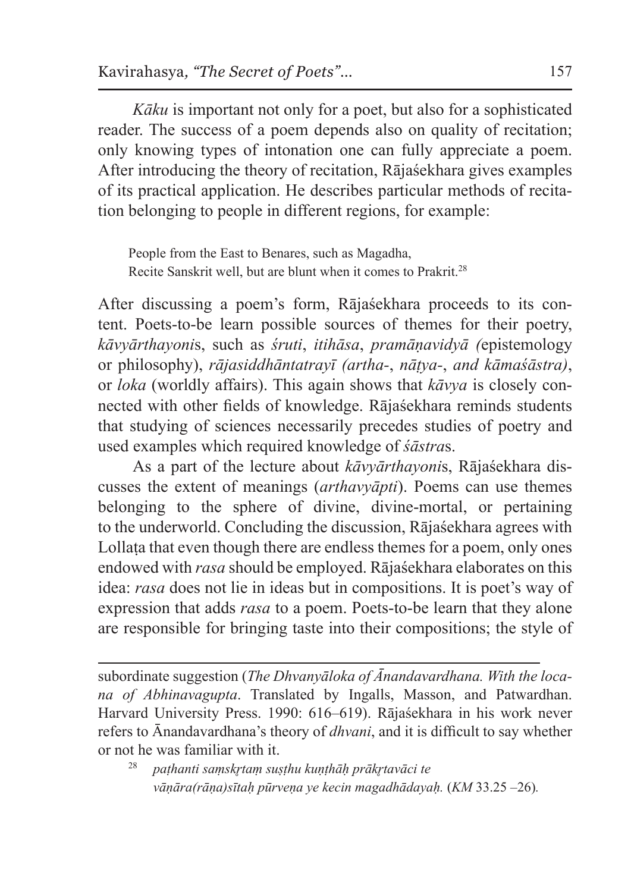*Kāku* is important not only for a poet, but also for a sophisticated reader. The success of a poem depends also on quality of recitation; only knowing types of intonation one can fully appreciate a poem. After introducing the theory of recitation, Rājaśekhara gives examples of its practical application. He describes particular methods of recitation belonging to people in different regions, for example:

> People from the East to Benares, such as Magadha,
> Recite Sanskrit well, but are blunt when it comes to Prakrit.[28]

After discussing a poem's form, Rājaśekhara proceeds to its content. Poets-to-be learn possible sources of themes for their poetry, *kāvyārthayoni*s, such as *śruti*, *itihāsa*, *pramāṇavidyā (*epistemology or philosophy), *rājasiddhāntatrayī (artha-*, *nāṭya-*, *and kāmaśāstra)*, or *loka* (worldly affairs). This again shows that *kāvya* is closely connected with other fields of knowledge. Rājaśekhara reminds students that studying of sciences necessarily precedes studies of poetry and used examples which required knowledge of *śāstra*s.

As a part of the lecture about *kāvyārthayoni*s, Rājaśekhara discusses the extent of meanings (*arthavyāpti*). Poems can use themes belonging to the sphere of divine, divine-mortal, or pertaining to the underworld. Concluding the discussion, Rājaśekhara agrees with Lollaṭa that even though there are endless themes for a poem, only ones endowed with *rasa* should be employed. Rājaśekhara elaborates on this idea: *rasa* does not lie in ideas but in compositions. It is poet's way of expression that adds *rasa* to a poem. Poets-to-be learn that they alone are responsible for bringing taste into their compositions; the style of

---

subordinate suggestion (*The Dhvanyāloka of Ānandavardhana. With the locana of Abhinavagupta*. Translated by Ingalls, Masson, and Patwardhan. Harvard University Press. 1990: 616–619). Rājaśekhara in his work never refers to Ānandavardhana's theory of *dhvani*, and it is difficult to say whether or not he was familiar with it.

[28] *paṭhanti saṃskṛtaṃ suṣṭhu kuṇṭhāḥ prākṛtavāci te*
*vāṇāra(rāṇa)sītaḥ pūrveṇa ye kecin magadhādayaḥ.* (*KM* 33.25 –26)*.*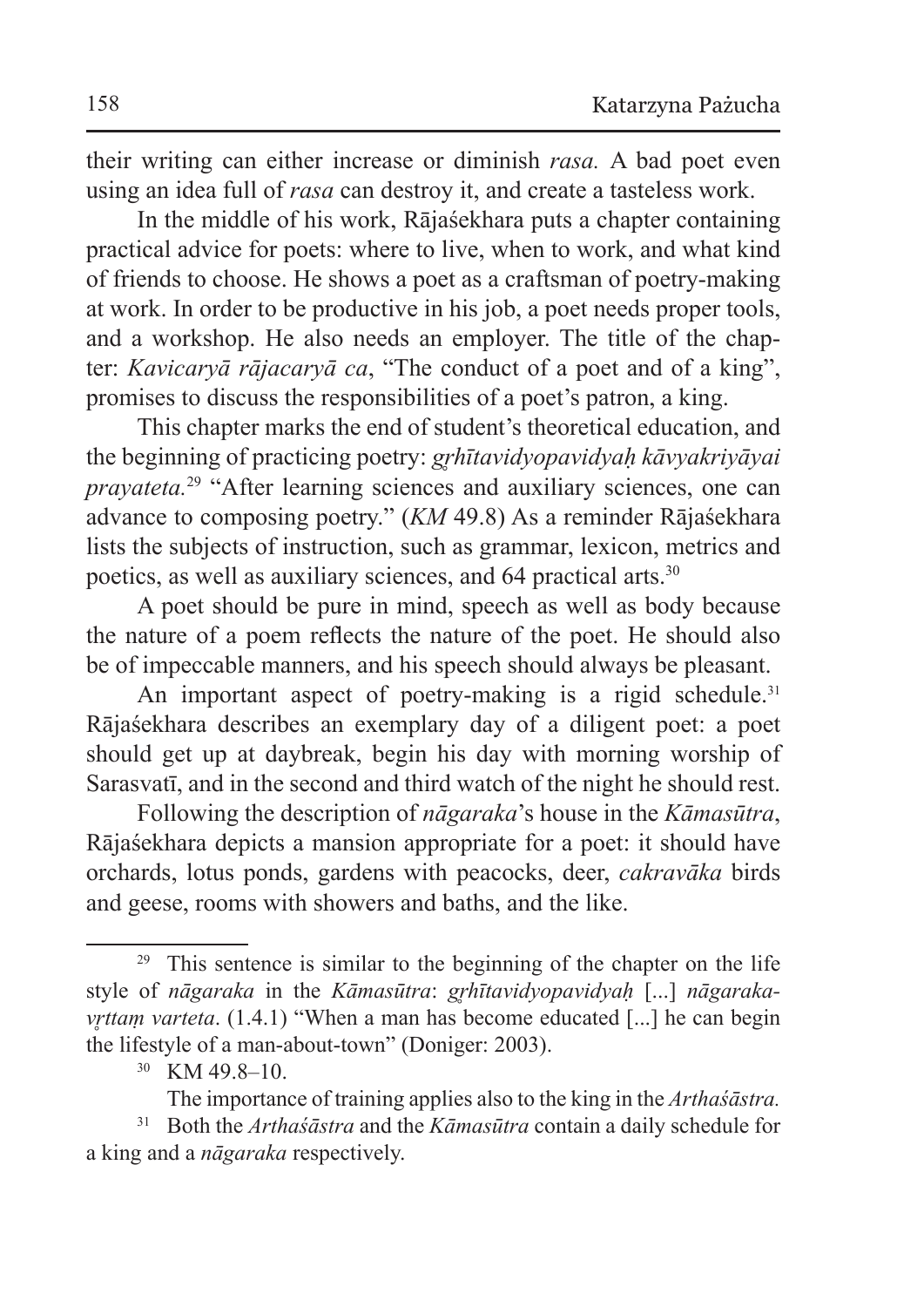their writing can either increase or diminish *rasa.* A bad poet even using an idea full of *rasa* can destroy it, and create a tasteless work.

In the middle of his work, Rājaśekhara puts a chapter containing practical advice for poets: where to live, when to work, and what kind of friends to choose. He shows a poet as a craftsman of poetry-making at work. In order to be productive in his job, a poet needs proper tools, and a workshop. He also needs an employer. The title of the chapter: *Kavicaryā rājacaryā ca*, "The conduct of a poet and of a king", promises to discuss the responsibilities of a poet's patron, a king.

This chapter marks the end of student's theoretical education, and the beginning of practicing poetry: *gṛhītavidyopavidyaḥ kāvyakriyāyai prayateta.*[29] "After learning sciences and auxiliary sciences, one can advance to composing poetry." (*KM* 49.8) As a reminder Rājaśekhara lists the subjects of instruction, such as grammar, lexicon, metrics and poetics, as well as auxiliary sciences, and 64 practical arts.[30]

A poet should be pure in mind, speech as well as body because the nature of a poem reflects the nature of the poet. He should also be of impeccable manners, and his speech should always be pleasant.

An important aspect of poetry-making is a rigid schedule.[31] Rājaśekhara describes an exemplary day of a diligent poet: a poet should get up at daybreak, begin his day with morning worship of Sarasvatī, and in the second and third watch of the night he should rest.

Following the description of *nāgaraka*'s house in the *Kāmasūtra*, Rājaśekhara depicts a mansion appropriate for a poet: it should have orchards, lotus ponds, gardens with peacocks, deer, *cakravāka* birds and geese, rooms with showers and baths, and the like.

---

[29] This sentence is similar to the beginning of the chapter on the life style of *nāgaraka* in the *Kāmasūtra*: *gṛhītavidyopavidyaḥ* [...] *nāgarakavṛttaṃ varteta*. (1.4.1) "When a man has become educated [...] he can begin the lifestyle of a man-about-town" (Doniger: 2003).

[30] KM 49.8–10.

The importance of training applies also to the king in the *Arthaśāstra.*

[31] Both the *Arthaśāstra* and the *Kāmasūtra* contain a daily schedule for a king and a *nāgaraka* respectively.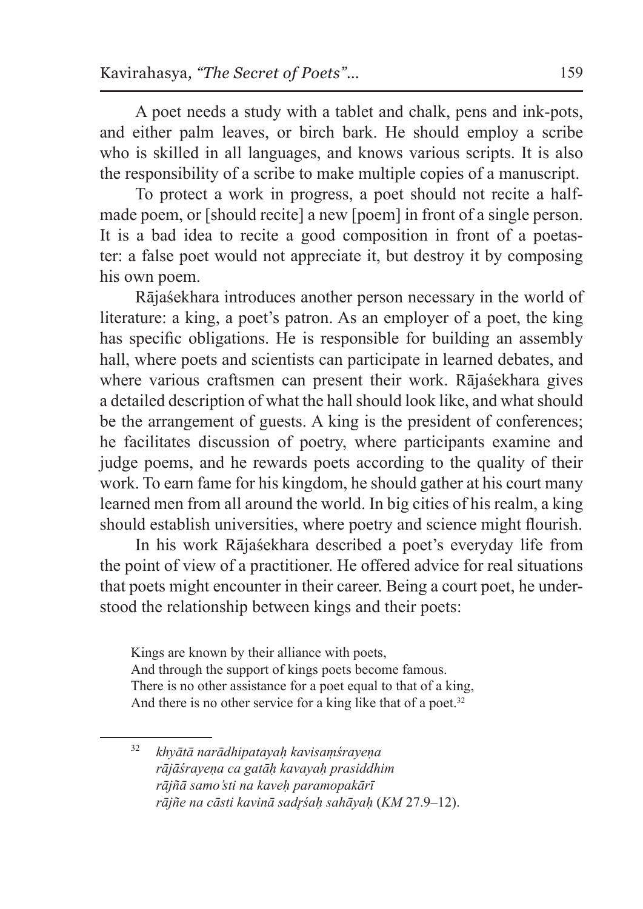A poet needs a study with a tablet and chalk, pens and ink-pots, and either palm leaves, or birch bark. He should employ a scribe who is skilled in all languages, and knows various scripts. It is also the responsibility of a scribe to make multiple copies of a manuscript.

To protect a work in progress, a poet should not recite a half-made poem, or [should recite] a new [poem] in front of a single person. It is a bad idea to recite a good composition in front of a poetaster: a false poet would not appreciate it, but destroy it by composing his own poem.

Rājaśekhara introduces another person necessary in the world of literature: a king, a poet's patron. As an employer of a poet, the king has specific obligations. He is responsible for building an assembly hall, where poets and scientists can participate in learned debates, and where various craftsmen can present their work. Rājaśekhara gives a detailed description of what the hall should look like, and what should be the arrangement of guests. A king is the president of conferences; he facilitates discussion of poetry, where participants examine and judge poems, and he rewards poets according to the quality of their work. To earn fame for his kingdom, he should gather at his court many learned men from all around the world. In big cities of his realm, a king should establish universities, where poetry and science might flourish.

In his work Rājaśekhara described a poet's everyday life from the point of view of a practitioner. He offered advice for real situations that poets might encounter in their career. Being a court poet, he understood the relationship between kings and their poets:

> Kings are known by their alliance with poets,
> And through the support of kings poets become famous.
> There is no other assistance for a poet equal to that of a king,
> And there is no other service for a king like that of a poet.[32]

---

[32] *khyātā narādhipatayaḥ kavisaṃśrayeṇa*
*rājāśrayeṇa ca gatāḥ kavayaḥ prasiddhim*
*rājñā samo'sti na kaveḥ paramopakārī*
*rājñe na cāsti kavinā sadṛśaḥ sahāyaḥ* (*KM* 27.9–12).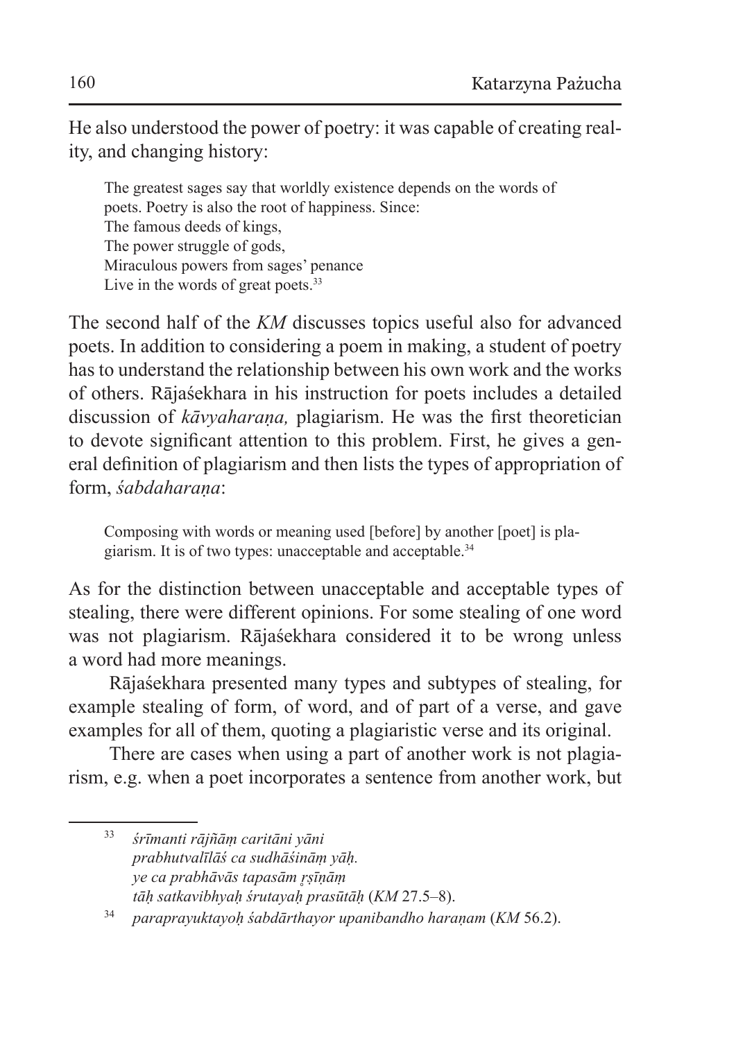He also understood the power of poetry: it was capable of creating reality, and changing history:

> The greatest sages say that worldly existence depends on the words of poets. Poetry is also the root of happiness. Since:
> The famous deeds of kings,
> The power struggle of gods,
> Miraculous powers from sages' penance
> Live in the words of great poets.[33]

The second half of the *KM* discusses topics useful also for advanced poets. In addition to considering a poem in making, a student of poetry has to understand the relationship between his own work and the works of others. Rājaśekhara in his instruction for poets includes a detailed discussion of *kāvyaharaṇa,* plagiarism. He was the first theoretician to devote significant attention to this problem. First, he gives a general definition of plagiarism and then lists the types of appropriation of form, *śabdaharaṇa*:

> Composing with words or meaning used [before] by another [poet] is plagiarism. It is of two types: unacceptable and acceptable.[34]

As for the distinction between unacceptable and acceptable types of stealing, there were different opinions. For some stealing of one word was not plagiarism. Rājaśekhara considered it to be wrong unless a word had more meanings.

Rājaśekhara presented many types and subtypes of stealing, for example stealing of form, of word, and of part of a verse, and gave examples for all of them, quoting a plagiaristic verse and its original.

There are cases when using a part of another work is not plagiarism, e.g. when a poet incorporates a sentence from another work, but

---

[33] *śrīmanti rājñāṃ caritāni yāni*
*prabhutvalīlāś ca sudhāśināṃ yāḥ.*
*ye ca prabhāvās tapasāṃ ṛṣīṇāṃ*
*tāḥ satkavibhyaḥ śrutayaḥ prasūtāḥ* (*KM* 27.5–8).

[34] *paraprayuktayoḥ śabdārthayor upanibandho haraṇam* (*KM* 56.2).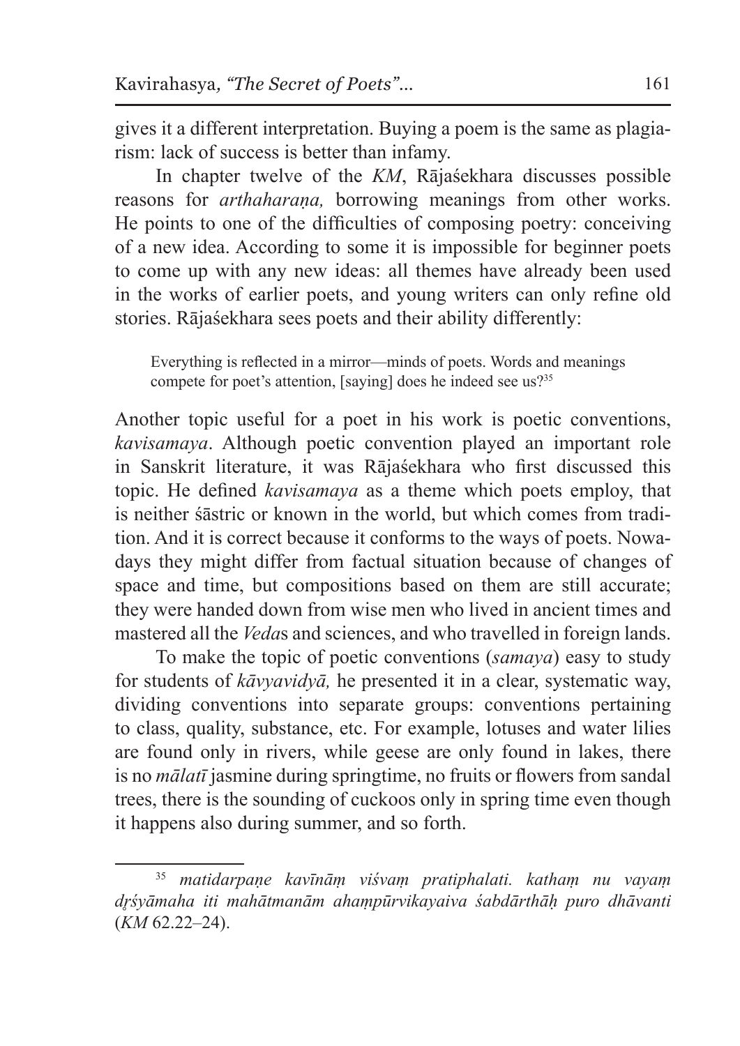gives it a different interpretation. Buying a poem is the same as plagiarism: lack of success is better than infamy.

In chapter twelve of the *KM*, Rājaśekhara discusses possible reasons for *arthaharaṇa,* borrowing meanings from other works. He points to one of the difficulties of composing poetry: conceiving of a new idea. According to some it is impossible for beginner poets to come up with any new ideas: all themes have already been used in the works of earlier poets, and young writers can only refine old stories. Rājaśekhara sees poets and their ability differently:

> Everything is reflected in a mirror—minds of poets. Words and meanings compete for poet's attention, [saying] does he indeed see us?[35]

Another topic useful for a poet in his work is poetic conventions, *kavisamaya*. Although poetic convention played an important role in Sanskrit literature, it was Rājaśekhara who first discussed this topic. He defined *kavisamaya* as a theme which poets employ, that is neither śāstric or known in the world, but which comes from tradition. And it is correct because it conforms to the ways of poets. Nowadays they might differ from factual situation because of changes of space and time, but compositions based on them are still accurate; they were handed down from wise men who lived in ancient times and mastered all the *Veda*s and sciences, and who travelled in foreign lands.

To make the topic of poetic conventions (*samaya*) easy to study for students of *kāvyavidyā,* he presented it in a clear, systematic way, dividing conventions into separate groups: conventions pertaining to class, quality, substance, etc. For example, lotuses and water lilies are found only in rivers, while geese are only found in lakes, there is no *mālatī* jasmine during springtime, no fruits or flowers from sandal trees, there is the sounding of cuckoos only in spring time even though it happens also during summer, and so forth.

---

[35] *matidarpaṇe kavīnāṃ viśvaṃ pratiphalati. kathaṃ nu vayaṃ dṛśyāmaha iti mahātmanām ahaṃpūrvikayaiva śabdārthāḥ puro dhāvanti* (*KM* 62.22–24).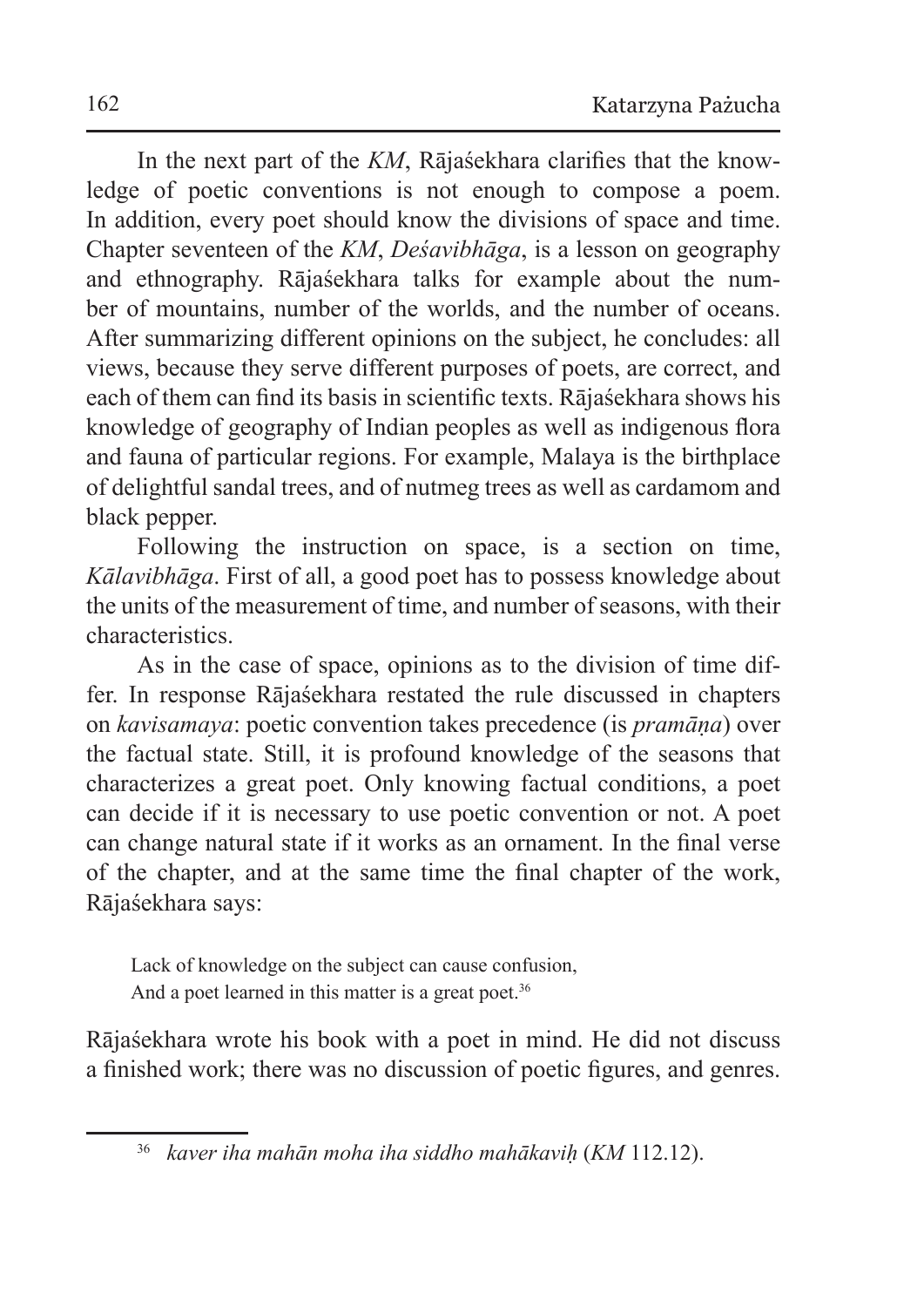In the next part of the *KM*, Rājaśekhara clarifies that the knowledge of poetic conventions is not enough to compose a poem. In addition, every poet should know the divisions of space and time. Chapter seventeen of the *KM*, *Deśavibhāga*, is a lesson on geography and ethnography. Rājaśekhara talks for example about the number of mountains, number of the worlds, and the number of oceans. After summarizing different opinions on the subject, he concludes: all views, because they serve different purposes of poets, are correct, and each of them can find its basis in scientific texts. Rājaśekhara shows his knowledge of geography of Indian peoples as well as indigenous flora and fauna of particular regions. For example, Malaya is the birthplace of delightful sandal trees, and of nutmeg trees as well as cardamom and black pepper.

Following the instruction on space, is a section on time, *Kālavibhāga*. First of all, a good poet has to possess knowledge about the units of the measurement of time, and number of seasons, with their characteristics.

As in the case of space, opinions as to the division of time differ. In response Rājaśekhara restated the rule discussed in chapters on *kavisamaya*: poetic convention takes precedence (is *pramāṇa*) over the factual state. Still, it is profound knowledge of the seasons that characterizes a great poet. Only knowing factual conditions, a poet can decide if it is necessary to use poetic convention or not. A poet can change natural state if it works as an ornament. In the final verse of the chapter, and at the same time the final chapter of the work, Rājaśekhara says:

> Lack of knowledge on the subject can cause confusion,
> And a poet learned in this matter is a great poet.[36]

Rājaśekhara wrote his book with a poet in mind. He did not discuss a finished work; there was no discussion of poetic figures, and genres.

[36] *kaver iha mahān moha iha siddho mahākaviḥ* (*KM* 112.12).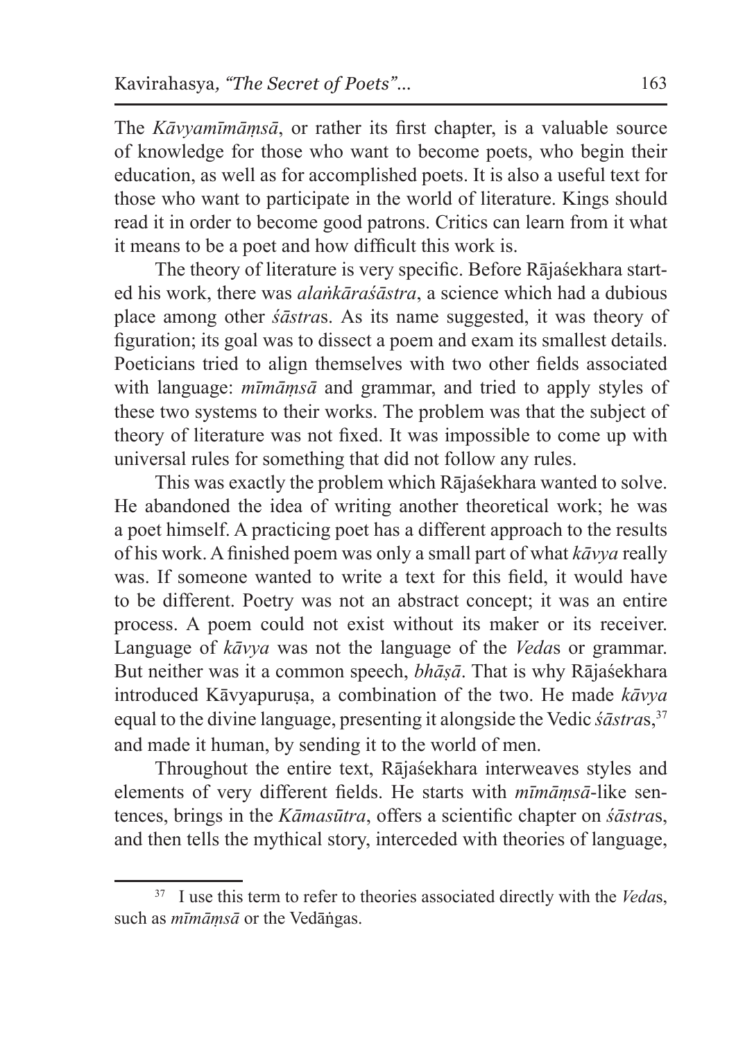The *Kāvyamīmāṃsā*, or rather its first chapter, is a valuable source of knowledge for those who want to become poets, who begin their education, as well as for accomplished poets. It is also a useful text for those who want to participate in the world of literature. Kings should read it in order to become good patrons. Critics can learn from it what it means to be a poet and how difficult this work is.

The theory of literature is very specific. Before Rājaśekhara started his work, there was *alaṅkāraśāstra*, a science which had a dubious place among other *śāstra*s. As its name suggested, it was theory of figuration; its goal was to dissect a poem and exam its smallest details. Poeticians tried to align themselves with two other fields associated with language: *mīmāṃsā* and grammar, and tried to apply styles of these two systems to their works. The problem was that the subject of theory of literature was not fixed. It was impossible to come up with universal rules for something that did not follow any rules.

This was exactly the problem which Rājaśekhara wanted to solve. He abandoned the idea of writing another theoretical work; he was a poet himself. A practicing poet has a different approach to the results of his work. A finished poem was only a small part of what *kāvya* really was. If someone wanted to write a text for this field, it would have to be different. Poetry was not an abstract concept; it was an entire process. A poem could not exist without its maker or its receiver. Language of *kāvya* was not the language of the *Veda*s or grammar. But neither was it a common speech, *bhāṣā*. That is why Rājaśekhara introduced Kāvyapuruṣa, a combination of the two. He made *kāvya* equal to the divine language, presenting it alongside the Vedic *śāstra*s,[37] and made it human, by sending it to the world of men.

Throughout the entire text, Rājaśekhara interweaves styles and elements of very different fields. He starts with *mīmāṃsā*-like sentences, brings in the *Kāmasūtra*, offers a scientific chapter on *śāstra*s, and then tells the mythical story, interceded with theories of language,

[37] I use this term to refer to theories associated directly with the *Veda*s, such as *mīmāṃsā* or the Vedāṅgas.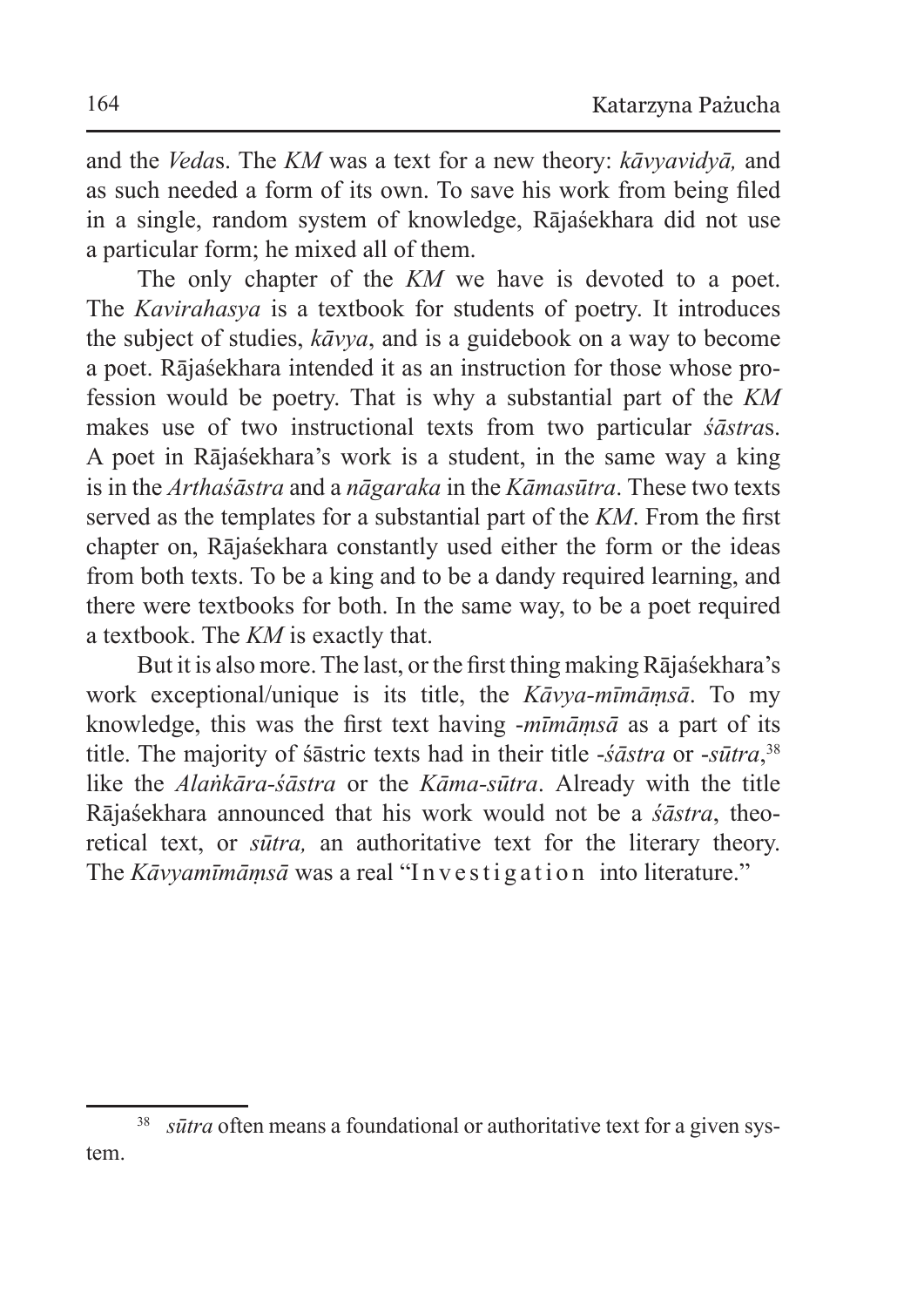and the *Veda*s. The *KM* was a text for a new theory: *kāvyavidyā,* and as such needed a form of its own. To save his work from being filed in a single, random system of knowledge, Rājaśekhara did not use a particular form; he mixed all of them.

The only chapter of the *KM* we have is devoted to a poet. The *Kavirahasya* is a textbook for students of poetry. It introduces the subject of studies, *kāvya*, and is a guidebook on a way to become a poet. Rājaśekhara intended it as an instruction for those whose profession would be poetry. That is why a substantial part of the *KM* makes use of two instructional texts from two particular *śāstra*s. A poet in Rājaśekhara's work is a student, in the same way a king is in the *Arthaśāstra* and a *nāgaraka* in the *Kāmasūtra*. These two texts served as the templates for a substantial part of the *KM*. From the first chapter on, Rājaśekhara constantly used either the form or the ideas from both texts. To be a king and to be a dandy required learning, and there were textbooks for both. In the same way, to be a poet required a textbook. The *KM* is exactly that.

But it is also more. The last, or the first thing making Rājaśekhara's work exceptional/unique is its title, the *Kāvya-mīmāṃsā*. To my knowledge, this was the first text having -*mīmāṃsā* as a part of its title. The majority of śāstric texts had in their title -*śāstra* or -*sūtra*,[38] like the *Alaṅkāra-śāstra* or the *Kāma-sūtra*. Already with the title Rājaśekhara announced that his work would not be a *śāstra*, theoretical text, or *sūtra,* an authoritative text for the literary theory. The *Kāvyamīmāṃsā* was a real "I n v e s t i g a t i o n into literature."

---

[38] *sūtra* often means a foundational or authoritative text for a given system.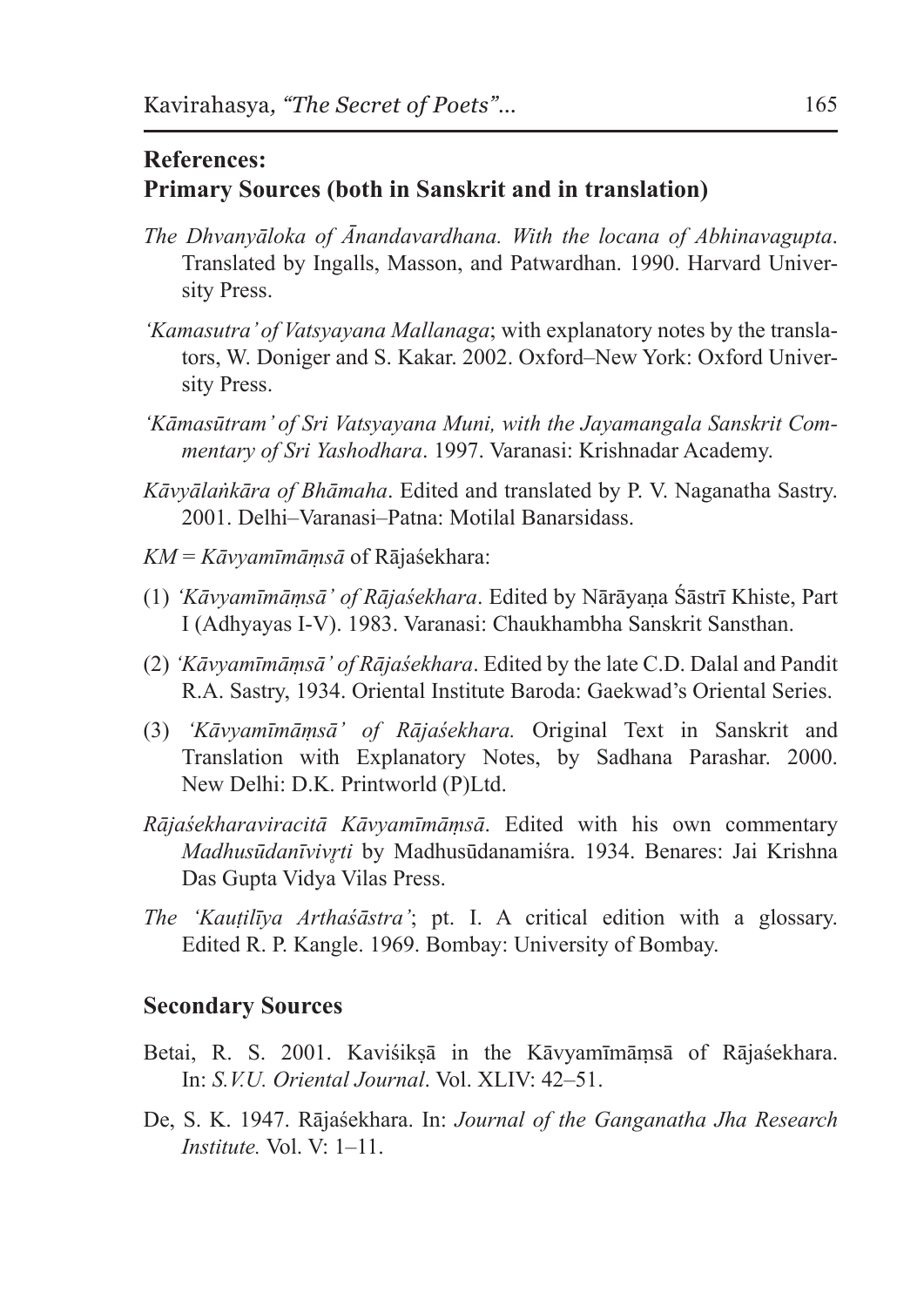## References:

### Primary Sources (both in Sanskrit and in translation)

*The Dhvanyāloka of Ānandavardhana. With the locana of Abhinavagupta*. Translated by Ingalls, Masson, and Patwardhan. 1990. Harvard University Press.

*'Kamasutra' of Vatsyayana Mallanaga*; with explanatory notes by the translators, W. Doniger and S. Kakar. 2002. Oxford–New York: Oxford University Press.

*'Kāmasūtram' of Sri Vatsyayana Muni, with the Jayamangala Sanskrit Commentary of Sri Yashodhara*. 1997. Varanasi: Krishnadar Academy.

*Kāvyālaṅkāra of Bhāmaha*. Edited and translated by P. V. Naganatha Sastry. 2001. Delhi–Varanasi–Patna: Motilal Banarsidass.

*KM* = *Kāvyamīmāṃsā* of Rājaśekhara:

(1) *'Kāvyamīmāṃsā' of Rājaśekhara*. Edited by Nārāyaṇa Śāstrī Khiste, Part I (Adhyayas I-V). 1983. Varanasi: Chaukhambha Sanskrit Sansthan.

(2) *'Kāvyamīmāṃsā' of Rājaśekhara*. Edited by the late C.D. Dalal and Pandit R.A. Sastry, 1934. Oriental Institute Baroda: Gaekwad's Oriental Series.

(3) *'Kāvyamīmāṃsā' of Rājaśekhara.* Original Text in Sanskrit and Translation with Explanatory Notes, by Sadhana Parashar. 2000. New Delhi: D.K. Printworld (P)Ltd.

*Rājaśekharaviracitā Kāvyamīmāṃsā*. Edited with his own commentary *Madhusūdanīvivṛti* by Madhusūdanamiśra. 1934. Benares: Jai Krishna Das Gupta Vidya Vilas Press.

*The 'Kauṭilīya Arthaśāstra'*; pt. I. A critical edition with a glossary. Edited R. P. Kangle. 1969. Bombay: University of Bombay.

### Secondary Sources

Betai, R. S. 2001. Kaviśikṣā in the Kāvyamīmāṃsā of Rājaśekhara. In: *S.V.U. Oriental Journal*. Vol. XLIV: 42–51.

De, S. K. 1947. Rājaśekhara. In: *Journal of the Ganganatha Jha Research Institute.* Vol. V: 1–11.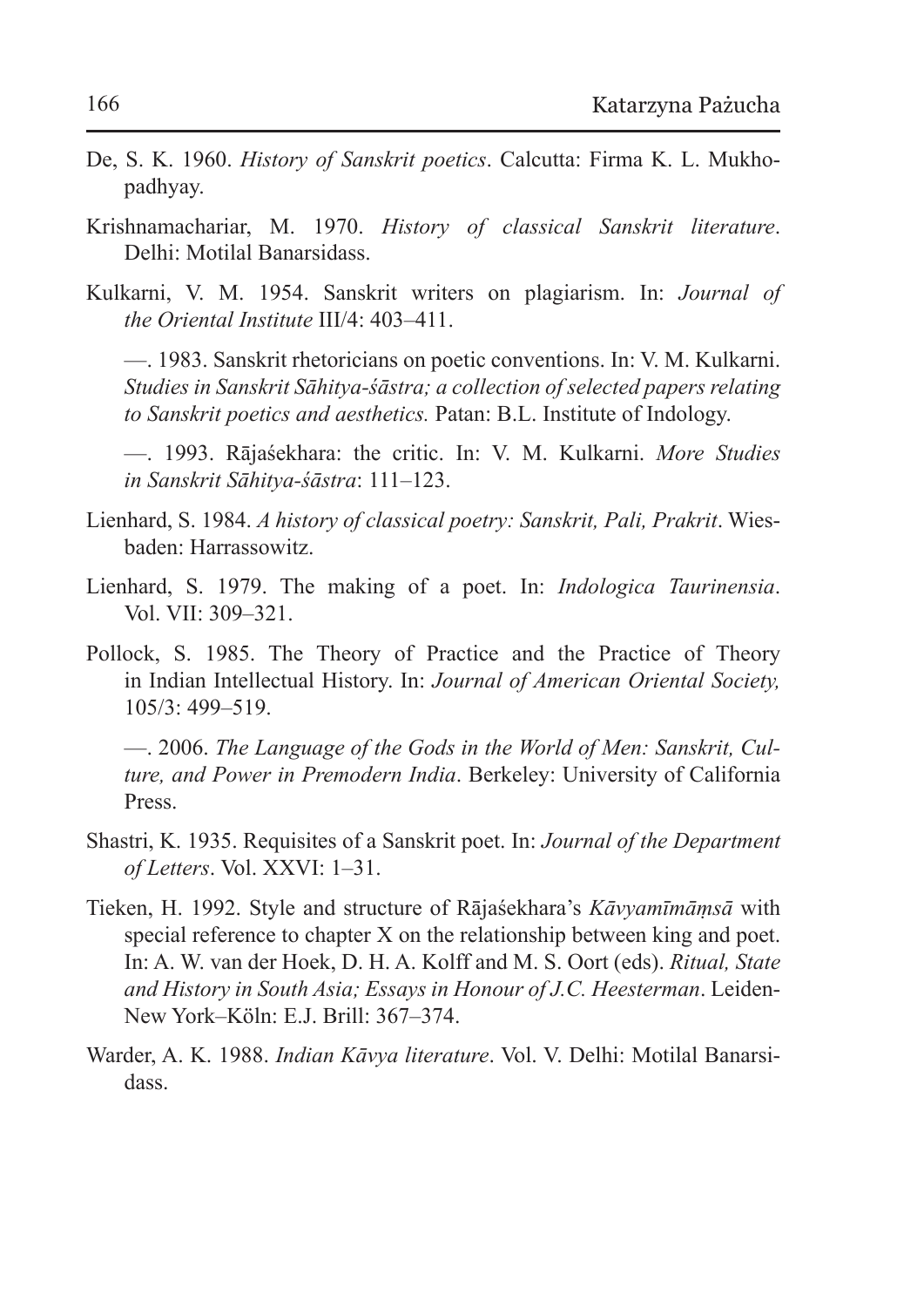De, S. K. 1960. *History of Sanskrit poetics*. Calcutta: Firma K. L. Mukhopadhyay.

Krishnamachariar, M. 1970. *History of classical Sanskrit literature*. Delhi: Motilal Banarsidass.

Kulkarni, V. M. 1954. Sanskrit writers on plagiarism. In: *Journal of the Oriental Institute* III/4: 403–411.

—. 1983. Sanskrit rhetoricians on poetic conventions. In: V. M. Kulkarni. *Studies in Sanskrit Sāhitya-śāstra; a collection of selected papers relating to Sanskrit poetics and aesthetics.* Patan: B.L. Institute of Indology.

—. 1993. Rājaśekhara: the critic. In: V. M. Kulkarni. *More Studies in Sanskrit Sāhitya-śāstra*: 111–123.

Lienhard, S. 1984. *A history of classical poetry: Sanskrit, Pali, Prakrit*. Wiesbaden: Harrassowitz.

Lienhard, S. 1979. The making of a poet. In: *Indologica Taurinensia*. Vol. VII: 309–321.

Pollock, S. 1985. The Theory of Practice and the Practice of Theory in Indian Intellectual History. In: *Journal of American Oriental Society,* 105/3: 499–519.

—. 2006. *The Language of the Gods in the World of Men: Sanskrit, Culture, and Power in Premodern India*. Berkeley: University of California Press.

Shastri, K. 1935. Requisites of a Sanskrit poet. In: *Journal of the Department of Letters*. Vol. XXVI: 1–31.

Tieken, H. 1992. Style and structure of Rājaśekhara's *Kāvyamīmāṃsā* with special reference to chapter X on the relationship between king and poet. In: A. W. van der Hoek, D. H. A. Kolff and M. S. Oort (eds). *Ritual, State and History in South Asia; Essays in Honour of J.C. Heesterman*. Leiden-New York–Köln: E.J. Brill: 367–374.

Warder, A. K. 1988. *Indian Kāvya literature*. Vol. V. Delhi: Motilal Banarsidass.